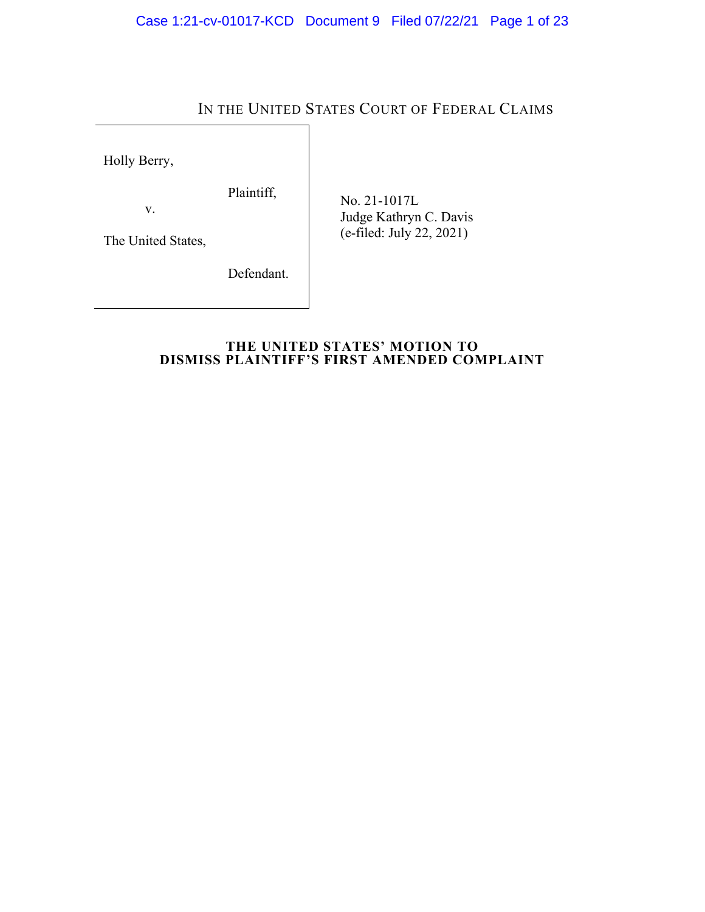IN THE UNITED STATES COURT OF FEDERAL CLAIMS

| | |
|---|---|
| Holly Berry,<br><br>Plaintiff,<br><br>v.<br><br>The United States,<br><br>Defendant. | No. 21-1017L<br>Judge Kathryn C. Davis<br>(e-filed: July 22, 2021) |

**THE UNITED STATES' MOTION TO DISMISS PLAINTIFF'S FIRST AMENDED COMPLAINT**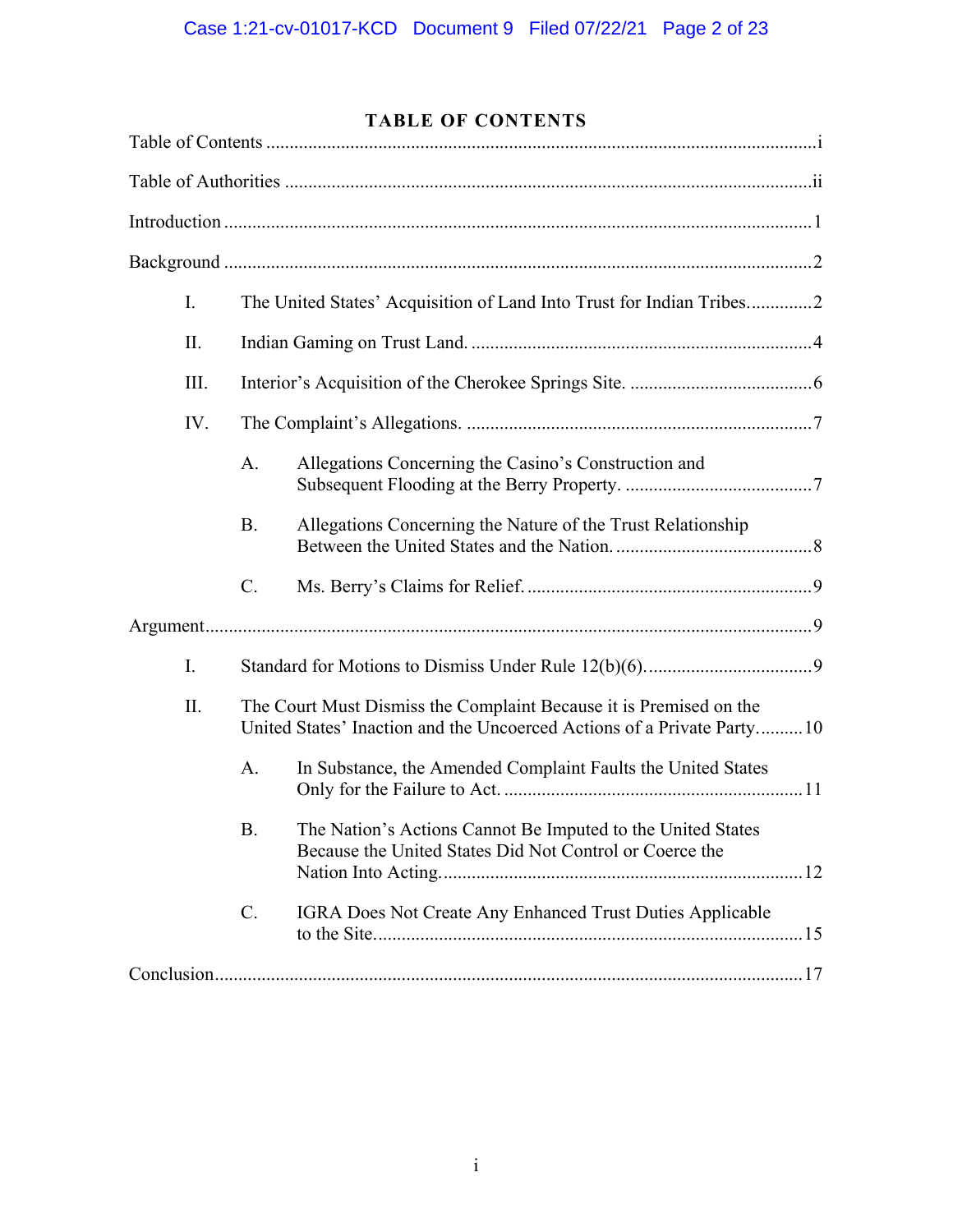# TABLE OF CONTENTS

Table of Contents ....................................................................................................................i

Table of Authorities ..............................................................................................................ii

Introduction ............................................................................................................................1

Background ...........................................................................................................................2

I. The United States' Acquisition of Land Into Trust for Indian Tribes..............2

II. Indian Gaming on Trust Land. ........................................................................4

III. Interior's Acquisition of the Cherokee Springs Site. .......................................6

IV. The Complaint's Allegations. .........................................................................7

A. Allegations Concerning the Casino's Construction and Subsequent Flooding at the Berry Property. ........................................7

B. Allegations Concerning the Nature of the Trust Relationship Between the United States and the Nation. ..........................................8

C. Ms. Berry's Claims for Relief. ............................................................9

Argument................................................................................................................................9

I. Standard for Motions to Dismiss Under Rule 12(b)(6)...................................9

II. The Court Must Dismiss the Complaint Because it is Premised on the United States' Inaction and the Uncoerced Actions of a Private Party..........10

A. In Substance, the Amended Complaint Faults the United States Only for the Failure to Act. ...............................................................11

B. The Nation's Actions Cannot Be Imputed to the United States Because the United States Did Not Control or Coerce the Nation Into Acting.............................................................................12

C. IGRA Does Not Create Any Enhanced Trust Duties Applicable to the Site..........................................................................................15

Conclusion............................................................................................................................17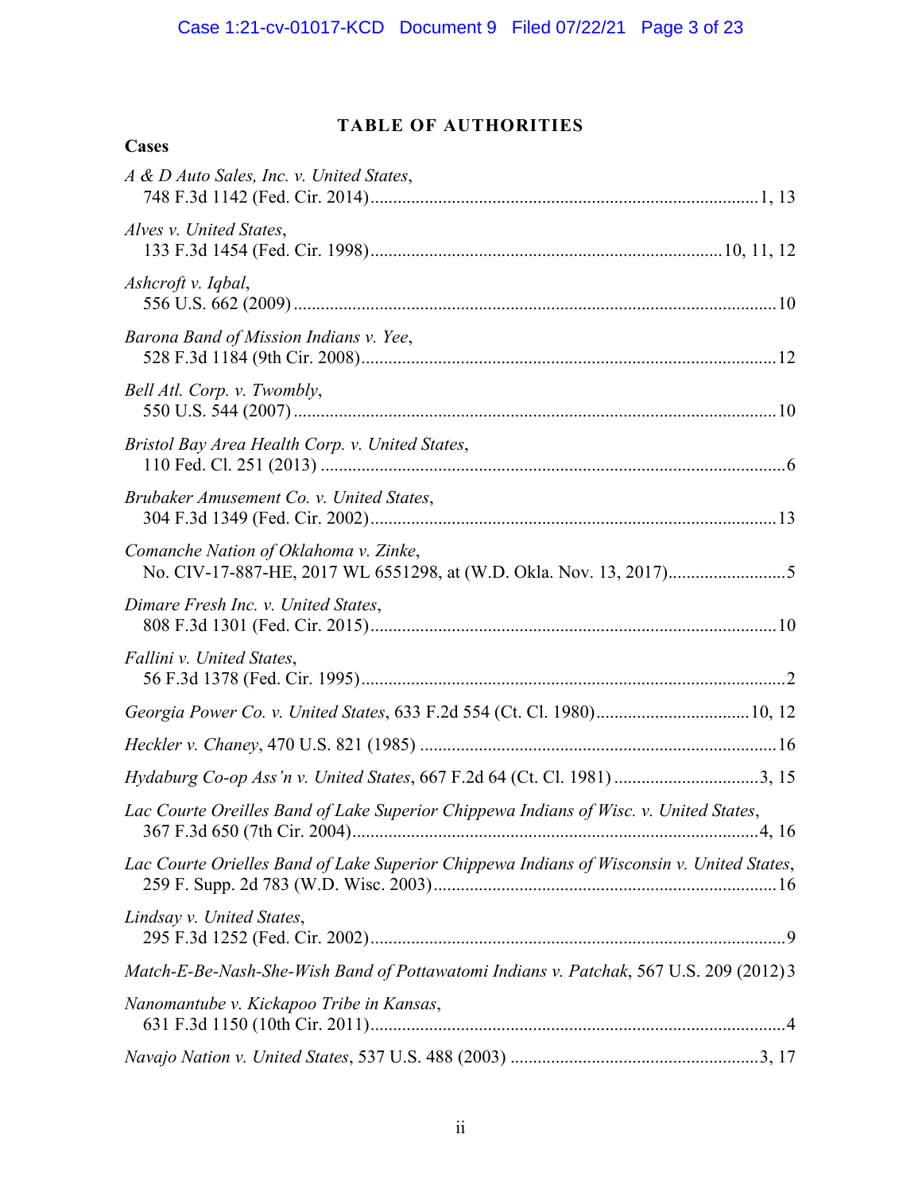## TABLE OF AUTHORITIES

**Cases**

*A & D Auto Sales, Inc. v. United States*,
748 F.3d 1142 (Fed. Cir. 2014) ........................................ 1, 13

*Alves v. United States*,
133 F.3d 1454 (Fed. Cir. 1998) ........................................ 10, 11, 12

*Ashcroft v. Iqbal*,
556 U.S. 662 (2009) ........................................ 10

*Barona Band of Mission Indians v. Yee*,
528 F.3d 1184 (9th Cir. 2008) ........................................ 12

*Bell Atl. Corp. v. Twombly*,
550 U.S. 544 (2007) ........................................ 10

*Bristol Bay Area Health Corp. v. United States*,
110 Fed. Cl. 251 (2013) ........................................ 6

*Brubaker Amusement Co. v. United States*,
304 F.3d 1349 (Fed. Cir. 2002) ........................................ 13

*Comanche Nation of Oklahoma v. Zinke*,
No. CIV-17-887-HE, 2017 WL 6551298, at (W.D. Okla. Nov. 13, 2017) ........................................ 5

*Dimare Fresh Inc. v. United States*,
808 F.3d 1301 (Fed. Cir. 2015) ........................................ 10

*Fallini v. United States*,
56 F.3d 1378 (Fed. Cir. 1995) ........................................ 2

*Georgia Power Co. v. United States*, 633 F.2d 554 (Ct. Cl. 1980) ........................................ 10, 12

*Heckler v. Chaney*, 470 U.S. 821 (1985) ........................................ 16

*Hydaburg Co-op Ass'n v. United States*, 667 F.2d 64 (Ct. Cl. 1981) ........................................ 3, 15

*Lac Courte Oreilles Band of Lake Superior Chippewa Indians of Wisc. v. United States*,
367 F.3d 650 (7th Cir. 2004) ........................................ 4, 16

*Lac Courte Orielles Band of Lake Superior Chippewa Indians of Wisconsin v. United States*,
259 F. Supp. 2d 783 (W.D. Wisc. 2003) ........................................ 16

*Lindsay v. United States*,
295 F.3d 1252 (Fed. Cir. 2002) ........................................ 9

*Match-E-Be-Nash-She-Wish Band of Pottawatomi Indians v. Patchak*, 567 U.S. 209 (2012) 3

*Nanomantube v. Kickapoo Tribe in Kansas*,
631 F.3d 1150 (10th Cir. 2011) ........................................ 4

*Navajo Nation v. United States*, 537 U.S. 488 (2003) ........................................ 3, 17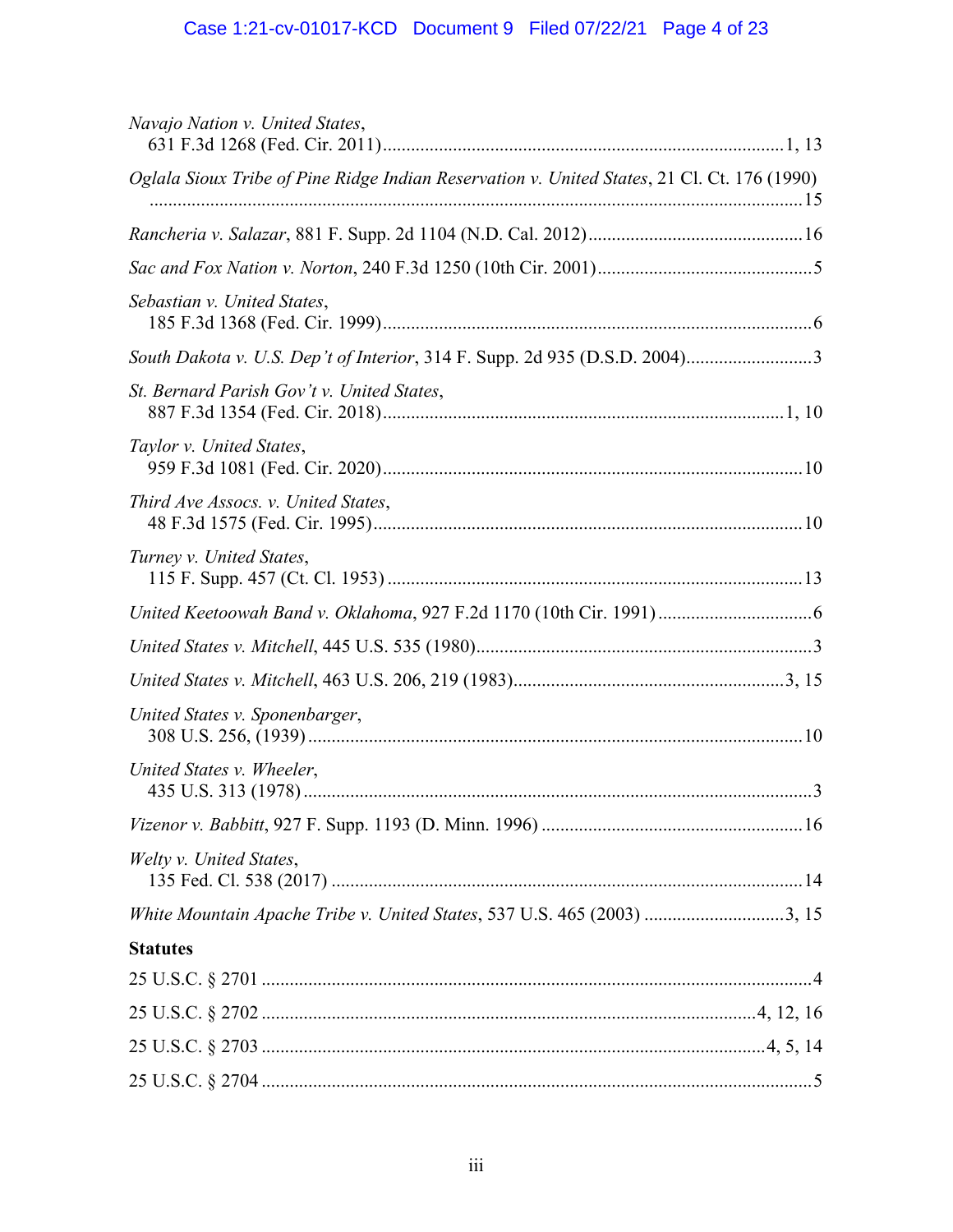*Navajo Nation v. United States*,
631 F.3d 1268 (Fed. Cir. 2011) ........................................................................................ 1, 13

*Oglala Sioux Tribe of Pine Ridge Indian Reservation v. United States*, 21 Cl. Ct. 176 (1990)
........................................................................................................................................... 15

*Rancheria v. Salazar*, 881 F. Supp. 2d 1104 (N.D. Cal. 2012) ............................................. 16

*Sac and Fox Nation v. Norton*, 240 F.3d 1250 (10th Cir. 2001) ............................................. 5

*Sebastian v. United States*,
185 F.3d 1368 (Fed. Cir. 1999) ............................................................................................ 6

*South Dakota v. U.S. Dep't of Interior*, 314 F. Supp. 2d 935 (D.S.D. 2004) ........................... 3

*St. Bernard Parish Gov't v. United States*,
887 F.3d 1354 (Fed. Cir. 2018) ...................................................................................... 1, 10

*Taylor v. United States*,
959 F.3d 1081 (Fed. Cir. 2020) .......................................................................................... 10

*Third Ave Assocs. v. United States*,
48 F.3d 1575 (Fed. Cir. 1995) ............................................................................................ 10

*Turney v. United States*,
115 F. Supp. 457 (Ct. Cl. 1953) ......................................................................................... 13

*United Keetoowah Band v. Oklahoma*, 927 F.2d 1170 (10th Cir. 1991) ................................. 6

*United States v. Mitchell*, 445 U.S. 535 (1980) ....................................................................... 3

*United States v. Mitchell*, 463 U.S. 206, 219 (1983) ......................................................... 3, 15

*United States v. Sponenbarger*,
308 U.S. 256, (1939) .......................................................................................................... 10

*United States v. Wheeler*,
435 U.S. 313 (1978) ............................................................................................................. 3

*Vizenor v. Babbitt*, 927 F. Supp. 1193 (D. Minn. 1996) ........................................................ 16

*Welty v. United States*,
135 Fed. Cl. 538 (2017) ...................................................................................................... 14

*White Mountain Apache Tribe v. United States*, 537 U.S. 465 (2003) .............................. 3, 15

**Statutes**

25 U.S.C. § 2701 ...................................................................................................................... 4

25 U.S.C. § 2702 ......................................................................................................... 4, 12, 16

25 U.S.C. § 2703 ............................................................................................................. 4, 5, 14

25 U.S.C. § 2704 ...................................................................................................................... 5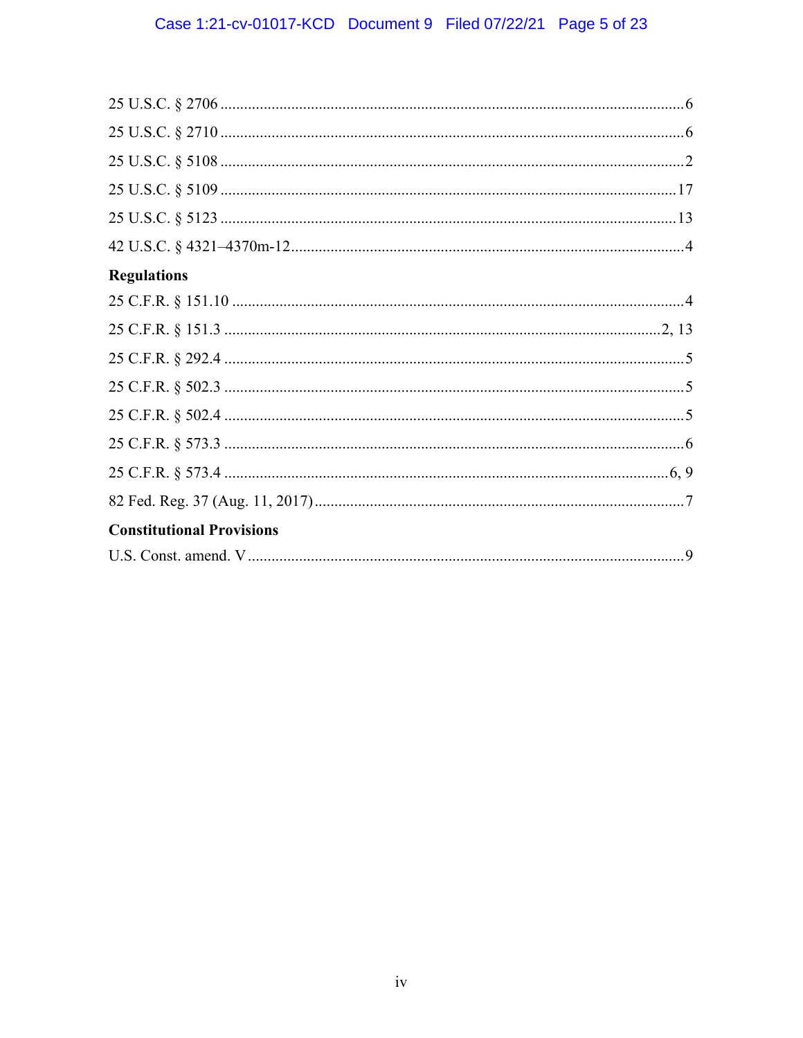25 U.S.C. § 2706 .................................................................................................................. 6

25 U.S.C. § 2710 .................................................................................................................. 6

25 U.S.C. § 5108 .................................................................................................................. 2

25 U.S.C. § 5109 .................................................................................................................. 17

25 U.S.C. § 5123 .................................................................................................................. 13

42 U.S.C. § 4321–4370m-12................................................................................................. 4

**Regulations**

25 C.F.R. § 151.10 ................................................................................................................ 4

25 C.F.R. § 151.3 .................................................................................................................. 2, 13

25 C.F.R. § 292.4 .................................................................................................................. 5

25 C.F.R. § 502.3 .................................................................................................................. 5

25 C.F.R. § 502.4 .................................................................................................................. 5

25 C.F.R. § 573.3 .................................................................................................................. 6

25 C.F.R. § 573.4 .................................................................................................................. 6, 9

82 Fed. Reg. 37 (Aug. 11, 2017)............................................................................................ 7

**Constitutional Provisions**

U.S. Const. amend. V............................................................................................................ 9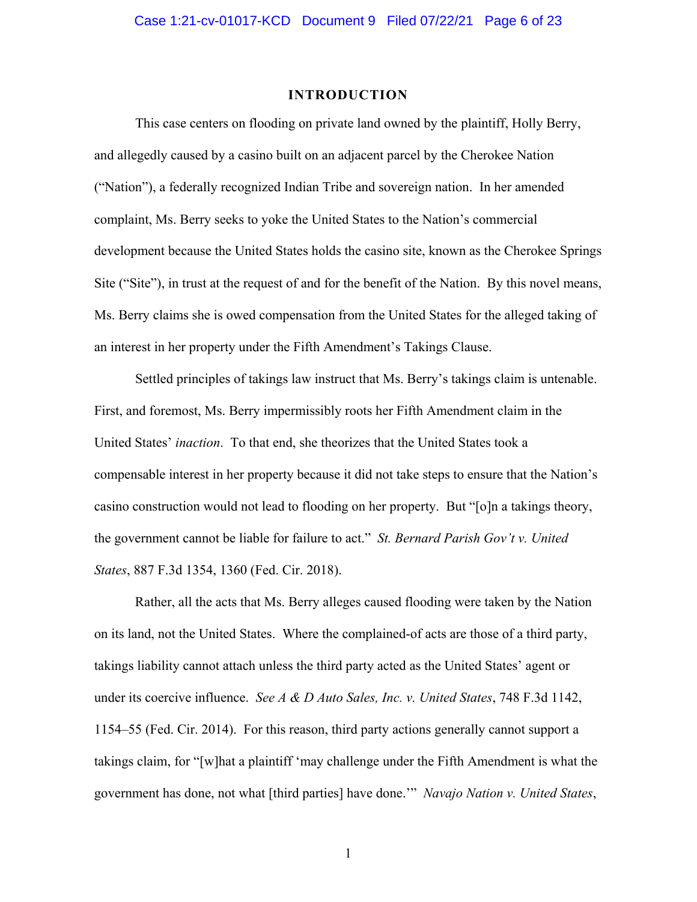## INTRODUCTION

This case centers on flooding on private land owned by the plaintiff, Holly Berry, and allegedly caused by a casino built on an adjacent parcel by the Cherokee Nation ("Nation"), a federally recognized Indian Tribe and sovereign nation. In her amended complaint, Ms. Berry seeks to yoke the United States to the Nation's commercial development because the United States holds the casino site, known as the Cherokee Springs Site ("Site"), in trust at the request of and for the benefit of the Nation. By this novel means, Ms. Berry claims she is owed compensation from the United States for the alleged taking of an interest in her property under the Fifth Amendment's Takings Clause.

Settled principles of takings law instruct that Ms. Berry's takings claim is untenable. First, and foremost, Ms. Berry impermissibly roots her Fifth Amendment claim in the United States' *inaction*. To that end, she theorizes that the United States took a compensable interest in her property because it did not take steps to ensure that the Nation's casino construction would not lead to flooding on her property. But "[o]n a takings theory, the government cannot be liable for failure to act." *St. Bernard Parish Gov't v. United States*, 887 F.3d 1354, 1360 (Fed. Cir. 2018).

Rather, all the acts that Ms. Berry alleges caused flooding were taken by the Nation on its land, not the United States. Where the complained-of acts are those of a third party, takings liability cannot attach unless the third party acted as the United States' agent or under its coercive influence. *See A & D Auto Sales, Inc. v. United States*, 748 F.3d 1142, 1154–55 (Fed. Cir. 2014). For this reason, third party actions generally cannot support a takings claim, for "[w]hat a plaintiff 'may challenge under the Fifth Amendment is what the government has done, not what [third parties] have done.'" *Navajo Nation v. United States*,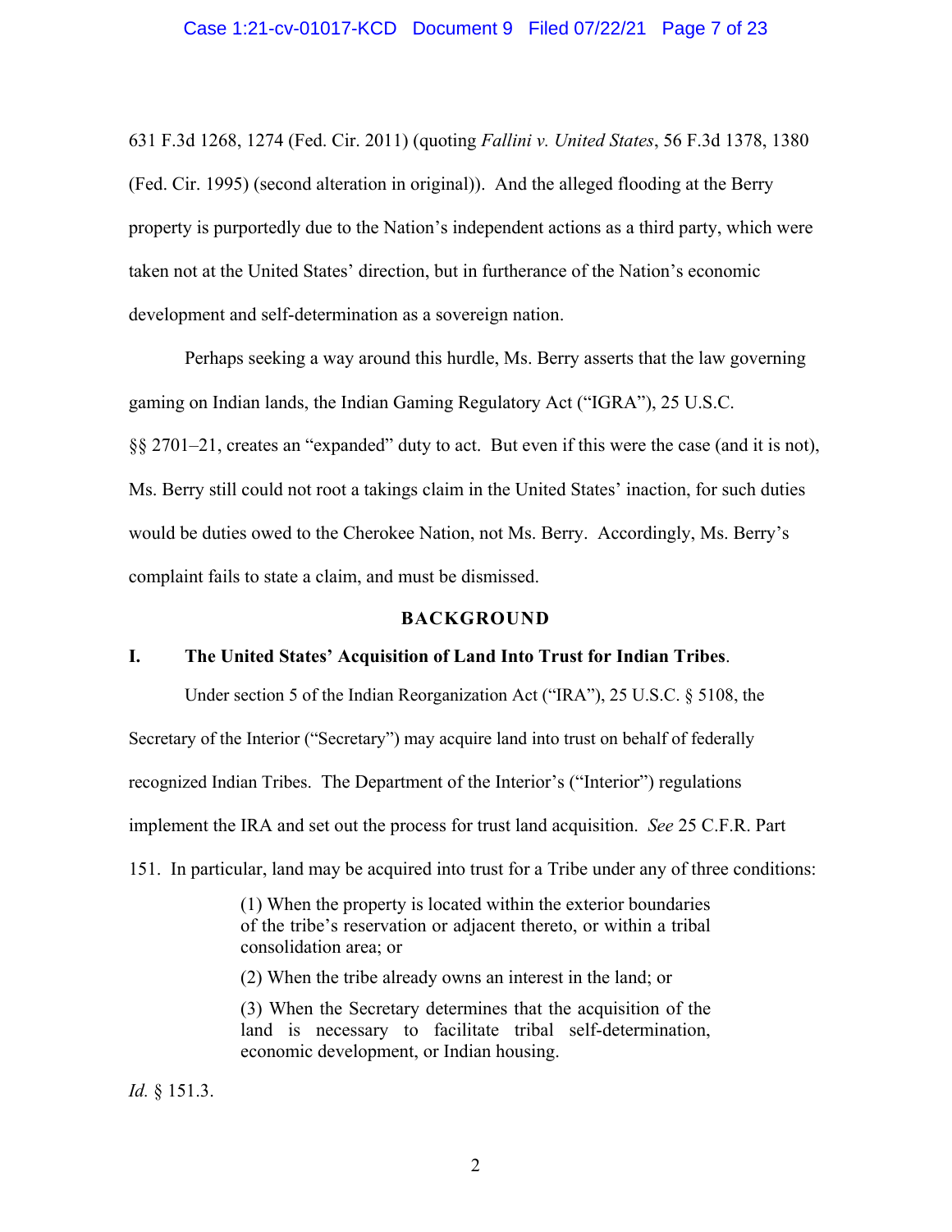631 F.3d 1268, 1274 (Fed. Cir. 2011) (quoting *Fallini v. United States*, 56 F.3d 1378, 1380 (Fed. Cir. 1995) (second alteration in original)). And the alleged flooding at the Berry property is purportedly due to the Nation's independent actions as a third party, which were taken not at the United States' direction, but in furtherance of the Nation's economic development and self-determination as a sovereign nation.

Perhaps seeking a way around this hurdle, Ms. Berry asserts that the law governing gaming on Indian lands, the Indian Gaming Regulatory Act ("IGRA"), 25 U.S.C. §§ 2701–21, creates an "expanded" duty to act. But even if this were the case (and it is not), Ms. Berry still could not root a takings claim in the United States' inaction, for such duties would be duties owed to the Cherokee Nation, not Ms. Berry. Accordingly, Ms. Berry's complaint fails to state a claim, and must be dismissed.

## BACKGROUND

### I. The United States' Acquisition of Land Into Trust for Indian Tribes.

Under section 5 of the Indian Reorganization Act ("IRA"), 25 U.S.C. § 5108, the Secretary of the Interior ("Secretary") may acquire land into trust on behalf of federally recognized Indian Tribes. The Department of the Interior's ("Interior") regulations implement the IRA and set out the process for trust land acquisition. *See* 25 C.F.R. Part 151. In particular, land may be acquired into trust for a Tribe under any of three conditions:

> (1) When the property is located within the exterior boundaries of the tribe's reservation or adjacent thereto, or within a tribal consolidation area; or
>
> (2) When the tribe already owns an interest in the land; or
>
> (3) When the Secretary determines that the acquisition of the land is necessary to facilitate tribal self-determination, economic development, or Indian housing.

*Id.* § 151.3.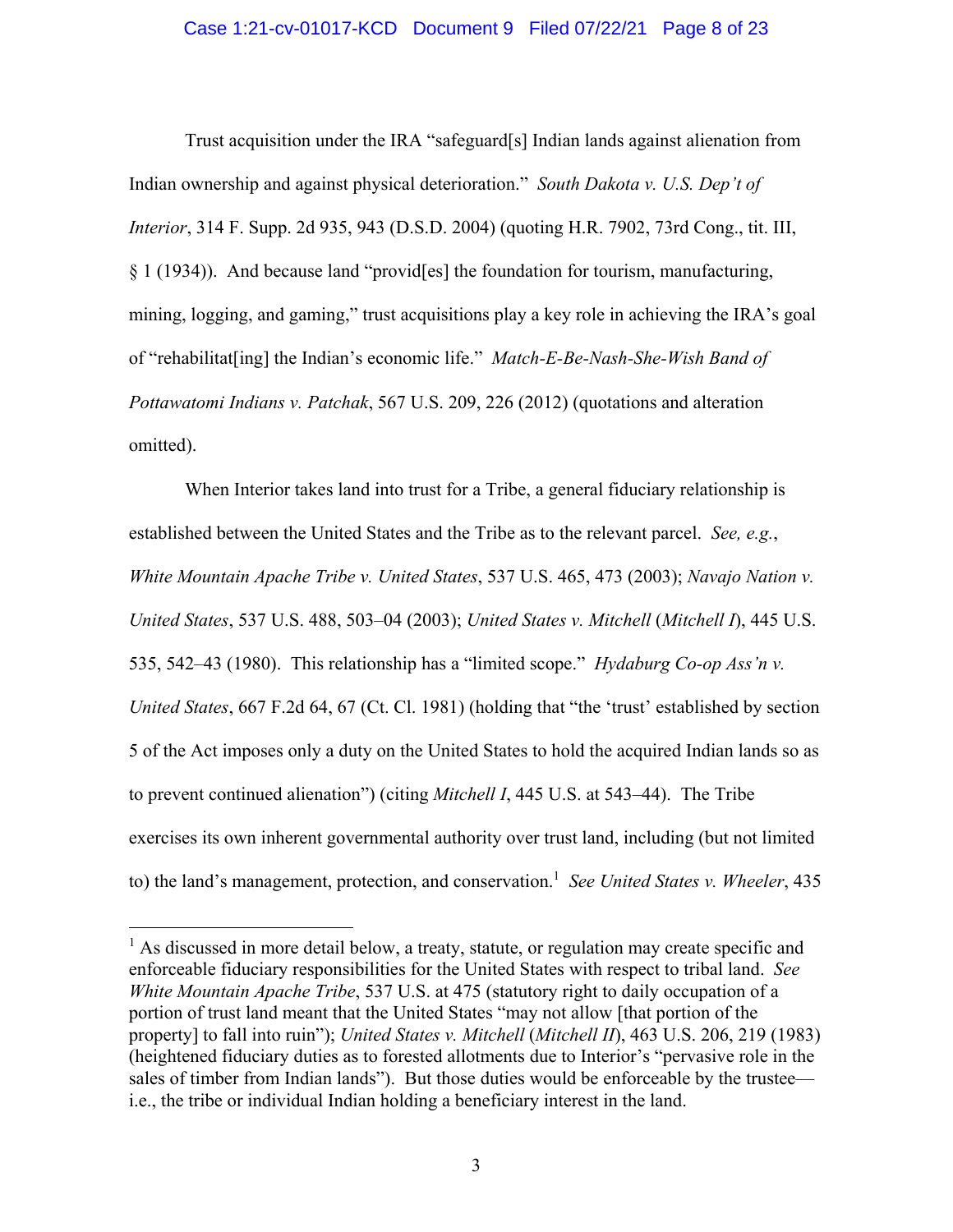Trust acquisition under the IRA "safeguard[s] Indian lands against alienation from Indian ownership and against physical deterioration." *South Dakota v. U.S. Dep't of Interior*, 314 F. Supp. 2d 935, 943 (D.S.D. 2004) (quoting H.R. 7902, 73rd Cong., tit. III, § 1 (1934)). And because land "provid[es] the foundation for tourism, manufacturing, mining, logging, and gaming," trust acquisitions play a key role in achieving the IRA's goal of "rehabilitat[ing] the Indian's economic life." *Match-E-Be-Nash-She-Wish Band of Pottawatomi Indians v. Patchak*, 567 U.S. 209, 226 (2012) (quotations and alteration omitted).

When Interior takes land into trust for a Tribe, a general fiduciary relationship is established between the United States and the Tribe as to the relevant parcel. *See, e.g.*, *White Mountain Apache Tribe v. United States*, 537 U.S. 465, 473 (2003); *Navajo Nation v. United States*, 537 U.S. 488, 503–04 (2003); *United States v. Mitchell* (*Mitchell I*), 445 U.S. 535, 542–43 (1980). This relationship has a "limited scope." *Hydaburg Co-op Ass'n v. United States*, 667 F.2d 64, 67 (Ct. Cl. 1981) (holding that "the 'trust' established by section 5 of the Act imposes only a duty on the United States to hold the acquired Indian lands so as to prevent continued alienation") (citing *Mitchell I*, 445 U.S. at 543–44). The Tribe exercises its own inherent governmental authority over trust land, including (but not limited to) the land's management, protection, and conservation.[1] *See United States v. Wheeler*, 435

---

[1] As discussed in more detail below, a treaty, statute, or regulation may create specific and enforceable fiduciary responsibilities for the United States with respect to tribal land. *See White Mountain Apache Tribe*, 537 U.S. at 475 (statutory right to daily occupation of a portion of trust land meant that the United States "may not allow [that portion of the property] to fall into ruin"); *United States v. Mitchell* (*Mitchell II*), 463 U.S. 206, 219 (1983) (heightened fiduciary duties as to forested allotments due to Interior's "pervasive role in the sales of timber from Indian lands"). But those duties would be enforceable by the trustee—i.e., the tribe or individual Indian holding a beneficiary interest in the land.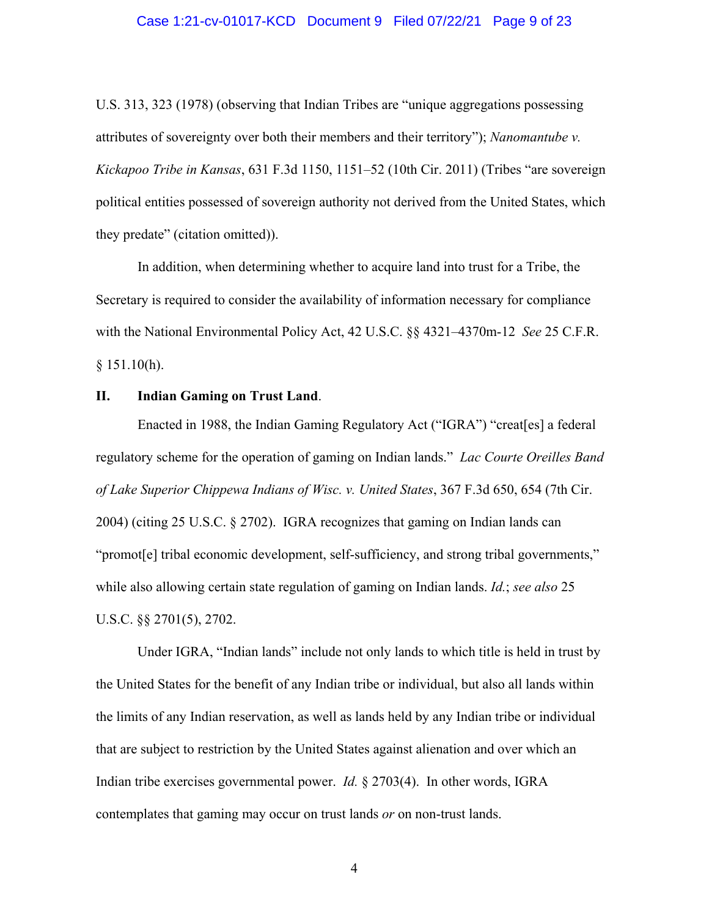U.S. 313, 323 (1978) (observing that Indian Tribes are "unique aggregations possessing attributes of sovereignty over both their members and their territory"); *Nanomantube v. Kickapoo Tribe in Kansas*, 631 F.3d 1150, 1151–52 (10th Cir. 2011) (Tribes "are sovereign political entities possessed of sovereign authority not derived from the United States, which they predate" (citation omitted)).

In addition, when determining whether to acquire land into trust for a Tribe, the Secretary is required to consider the availability of information necessary for compliance with the National Environmental Policy Act, 42 U.S.C. §§ 4321–4370m-12 *See* 25 C.F.R. § 151.10(h).

## II. Indian Gaming on Trust Land.

Enacted in 1988, the Indian Gaming Regulatory Act ("IGRA") "creat[es] a federal regulatory scheme for the operation of gaming on Indian lands." *Lac Courte Oreilles Band of Lake Superior Chippewa Indians of Wisc. v. United States*, 367 F.3d 650, 654 (7th Cir. 2004) (citing 25 U.S.C. § 2702). IGRA recognizes that gaming on Indian lands can "promot[e] tribal economic development, self-sufficiency, and strong tribal governments," while also allowing certain state regulation of gaming on Indian lands. *Id.*; *see also* 25 U.S.C. §§ 2701(5), 2702.

Under IGRA, "Indian lands" include not only lands to which title is held in trust by the United States for the benefit of any Indian tribe or individual, but also all lands within the limits of any Indian reservation, as well as lands held by any Indian tribe or individual that are subject to restriction by the United States against alienation and over which an Indian tribe exercises governmental power. *Id.* § 2703(4). In other words, IGRA contemplates that gaming may occur on trust lands *or* on non-trust lands.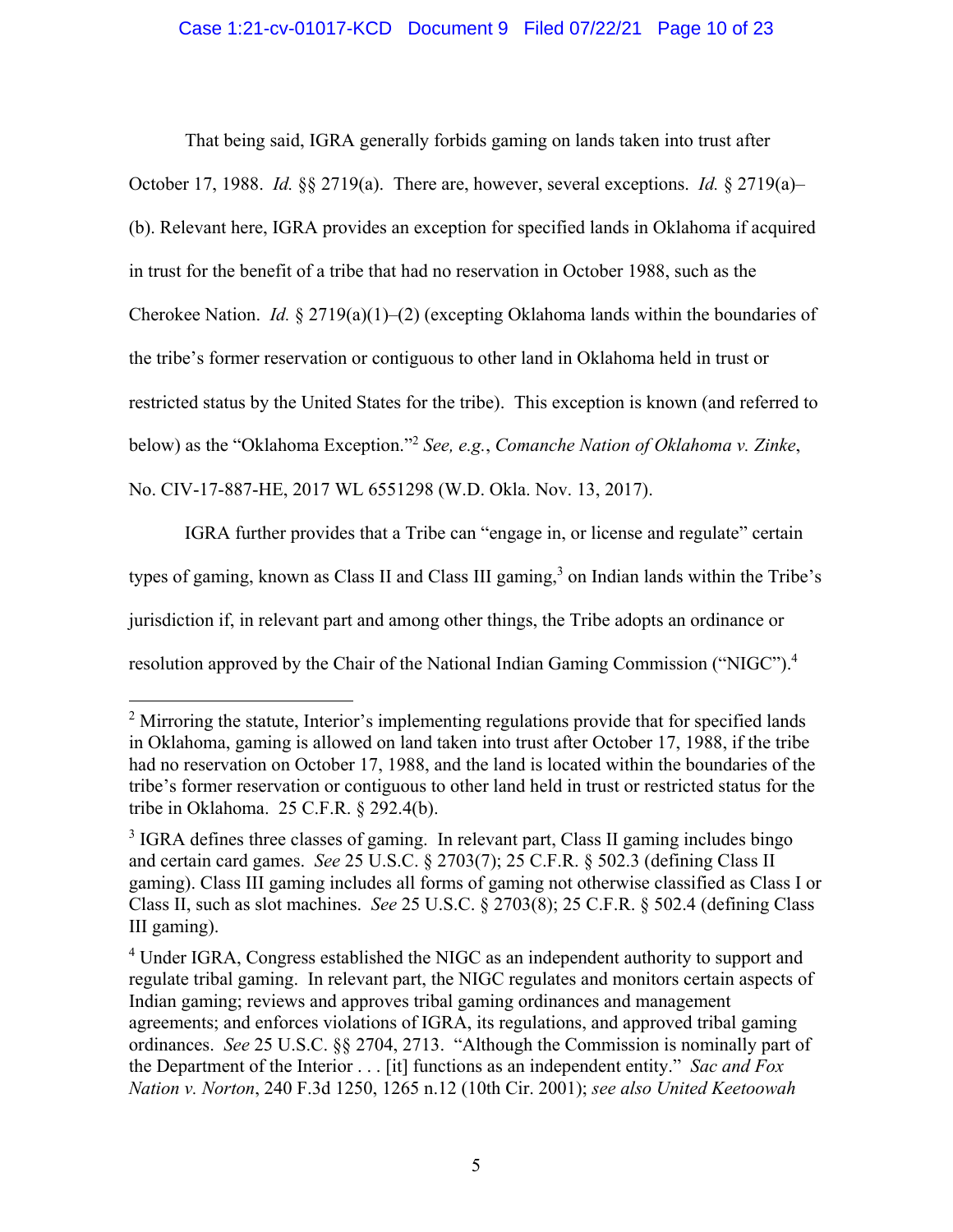That being said, IGRA generally forbids gaming on lands taken into trust after October 17, 1988. *Id.* §§ 2719(a). There are, however, several exceptions. *Id.* § 2719(a)–(b). Relevant here, IGRA provides an exception for specified lands in Oklahoma if acquired in trust for the benefit of a tribe that had no reservation in October 1988, such as the Cherokee Nation. *Id.* § 2719(a)(1)–(2) (excepting Oklahoma lands within the boundaries of the tribe's former reservation or contiguous to other land in Oklahoma held in trust or restricted status by the United States for the tribe). This exception is known (and referred to below) as the "Oklahoma Exception."[2] *See, e.g.*, *Comanche Nation of Oklahoma v. Zinke*, No. CIV-17-887-HE, 2017 WL 6551298 (W.D. Okla. Nov. 13, 2017).

IGRA further provides that a Tribe can "engage in, or license and regulate" certain types of gaming, known as Class II and Class III gaming,[3] on Indian lands within the Tribe's jurisdiction if, in relevant part and among other things, the Tribe adopts an ordinance or resolution approved by the Chair of the National Indian Gaming Commission ("NIGC").[4]

---

[2] Mirroring the statute, Interior's implementing regulations provide that for specified lands in Oklahoma, gaming is allowed on land taken into trust after October 17, 1988, if the tribe had no reservation on October 17, 1988, and the land is located within the boundaries of the tribe's former reservation or contiguous to other land held in trust or restricted status for the tribe in Oklahoma. 25 C.F.R. § 292.4(b).

[3] IGRA defines three classes of gaming. In relevant part, Class II gaming includes bingo and certain card games. *See* 25 U.S.C. § 2703(7); 25 C.F.R. § 502.3 (defining Class II gaming). Class III gaming includes all forms of gaming not otherwise classified as Class I or Class II, such as slot machines. *See* 25 U.S.C. § 2703(8); 25 C.F.R. § 502.4 (defining Class III gaming).

[4] Under IGRA, Congress established the NIGC as an independent authority to support and regulate tribal gaming. In relevant part, the NIGC regulates and monitors certain aspects of Indian gaming; reviews and approves tribal gaming ordinances and management agreements; and enforces violations of IGRA, its regulations, and approved tribal gaming ordinances. *See* 25 U.S.C. §§ 2704, 2713. "Although the Commission is nominally part of the Department of the Interior . . . [it] functions as an independent entity." *Sac and Fox Nation v. Norton*, 240 F.3d 1250, 1265 n.12 (10th Cir. 2001); *see also United Keetoowah*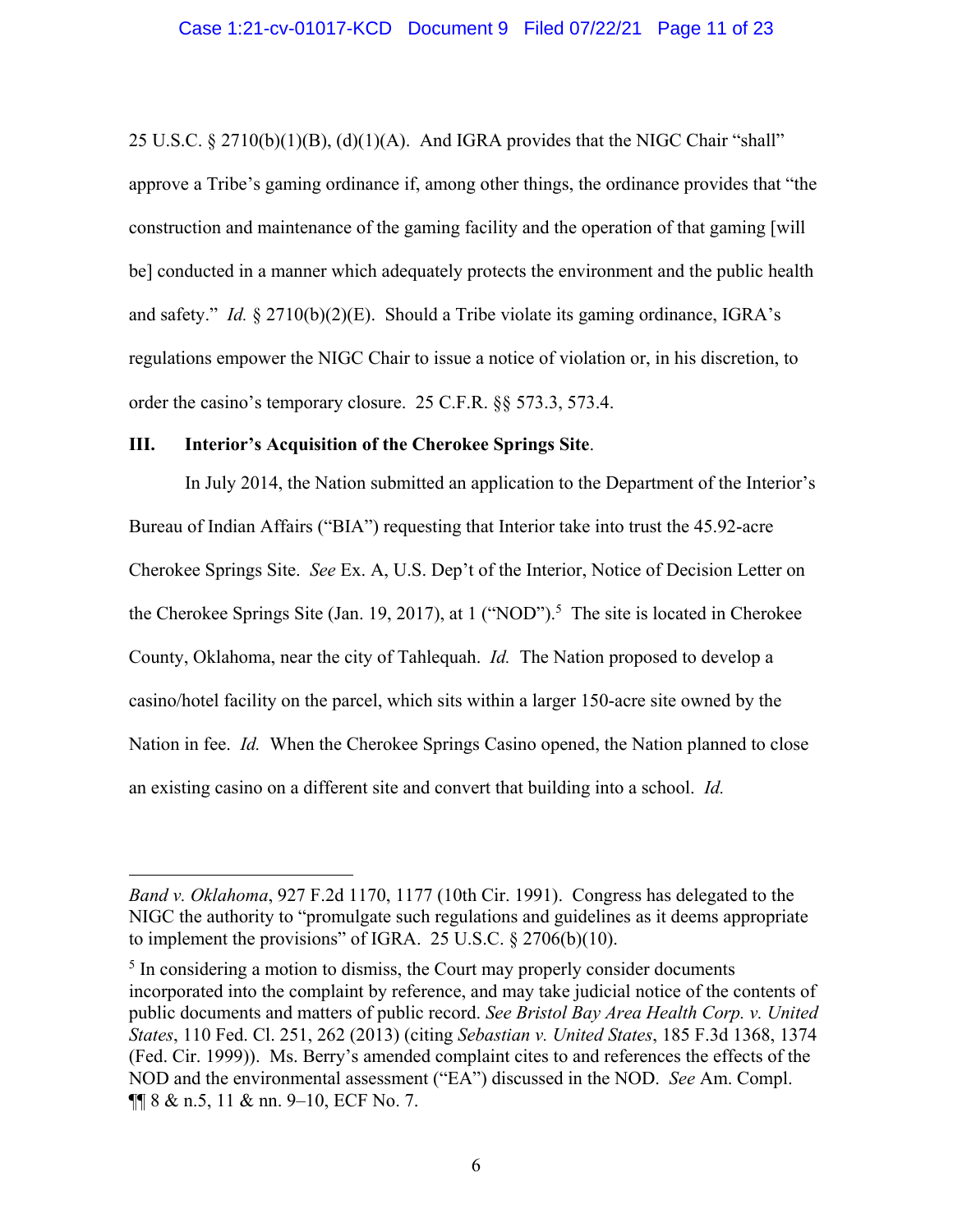25 U.S.C. § 2710(b)(1)(B), (d)(1)(A). And IGRA provides that the NIGC Chair "shall" approve a Tribe's gaming ordinance if, among other things, the ordinance provides that "the construction and maintenance of the gaming facility and the operation of that gaming [will be] conducted in a manner which adequately protects the environment and the public health and safety." *Id.* § 2710(b)(2)(E). Should a Tribe violate its gaming ordinance, IGRA's regulations empower the NIGC Chair to issue a notice of violation or, in his discretion, to order the casino's temporary closure. 25 C.F.R. §§ 573.3, 573.4.

### III. Interior's Acquisition of the Cherokee Springs Site.

In July 2014, the Nation submitted an application to the Department of the Interior's Bureau of Indian Affairs ("BIA") requesting that Interior take into trust the 45.92-acre Cherokee Springs Site. *See* Ex. A, U.S. Dep't of the Interior, Notice of Decision Letter on the Cherokee Springs Site (Jan. 19, 2017), at 1 ("NOD").[5] The site is located in Cherokee County, Oklahoma, near the city of Tahlequah. *Id.* The Nation proposed to develop a casino/hotel facility on the parcel, which sits within a larger 150-acre site owned by the Nation in fee. *Id.* When the Cherokee Springs Casino opened, the Nation planned to close an existing casino on a different site and convert that building into a school. *Id.*

---

*Band v. Oklahoma*, 927 F.2d 1170, 1177 (10th Cir. 1991). Congress has delegated to the NIGC the authority to "promulgate such regulations and guidelines as it deems appropriate to implement the provisions" of IGRA. 25 U.S.C. § 2706(b)(10).

[5] In considering a motion to dismiss, the Court may properly consider documents incorporated into the complaint by reference, and may take judicial notice of the contents of public documents and matters of public record. *See Bristol Bay Area Health Corp. v. United States*, 110 Fed. Cl. 251, 262 (2013) (citing *Sebastian v. United States*, 185 F.3d 1368, 1374 (Fed. Cir. 1999)). Ms. Berry's amended complaint cites to and references the effects of the NOD and the environmental assessment ("EA") discussed in the NOD. *See* Am. Compl. ¶¶ 8 & n.5, 11 & nn. 9–10, ECF No. 7.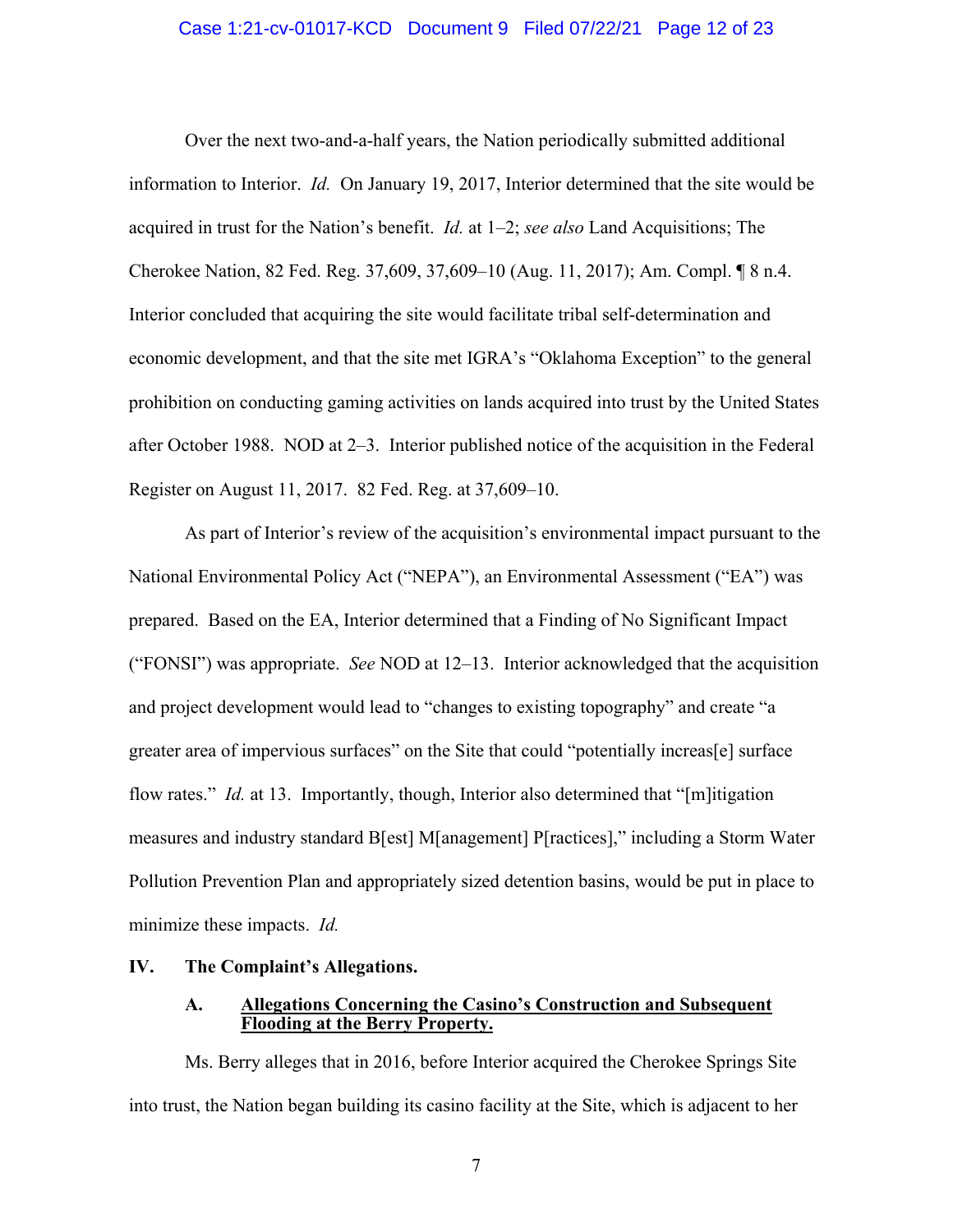Over the next two-and-a-half years, the Nation periodically submitted additional information to Interior. *Id.* On January 19, 2017, Interior determined that the site would be acquired in trust for the Nation's benefit. *Id.* at 1–2; *see also* Land Acquisitions; The Cherokee Nation, 82 Fed. Reg. 37,609, 37,609–10 (Aug. 11, 2017); Am. Compl. ¶ 8 n.4. Interior concluded that acquiring the site would facilitate tribal self-determination and economic development, and that the site met IGRA's "Oklahoma Exception" to the general prohibition on conducting gaming activities on lands acquired into trust by the United States after October 1988. NOD at 2–3. Interior published notice of the acquisition in the Federal Register on August 11, 2017. 82 Fed. Reg. at 37,609–10.

As part of Interior's review of the acquisition's environmental impact pursuant to the National Environmental Policy Act ("NEPA"), an Environmental Assessment ("EA") was prepared. Based on the EA, Interior determined that a Finding of No Significant Impact ("FONSI") was appropriate. *See* NOD at 12–13. Interior acknowledged that the acquisition and project development would lead to "changes to existing topography" and create "a greater area of impervious surfaces" on the Site that could "potentially increas[e] surface flow rates." *Id.* at 13. Importantly, though, Interior also determined that "[m]itigation measures and industry standard B[est] M[anagement] P[ractices]," including a Storm Water Pollution Prevention Plan and appropriately sized detention basins, would be put in place to minimize these impacts. *Id.*

## IV. The Complaint's Allegations.

### A. Allegations Concerning the Casino's Construction and Subsequent Flooding at the Berry Property.

Ms. Berry alleges that in 2016, before Interior acquired the Cherokee Springs Site into trust, the Nation began building its casino facility at the Site, which is adjacent to her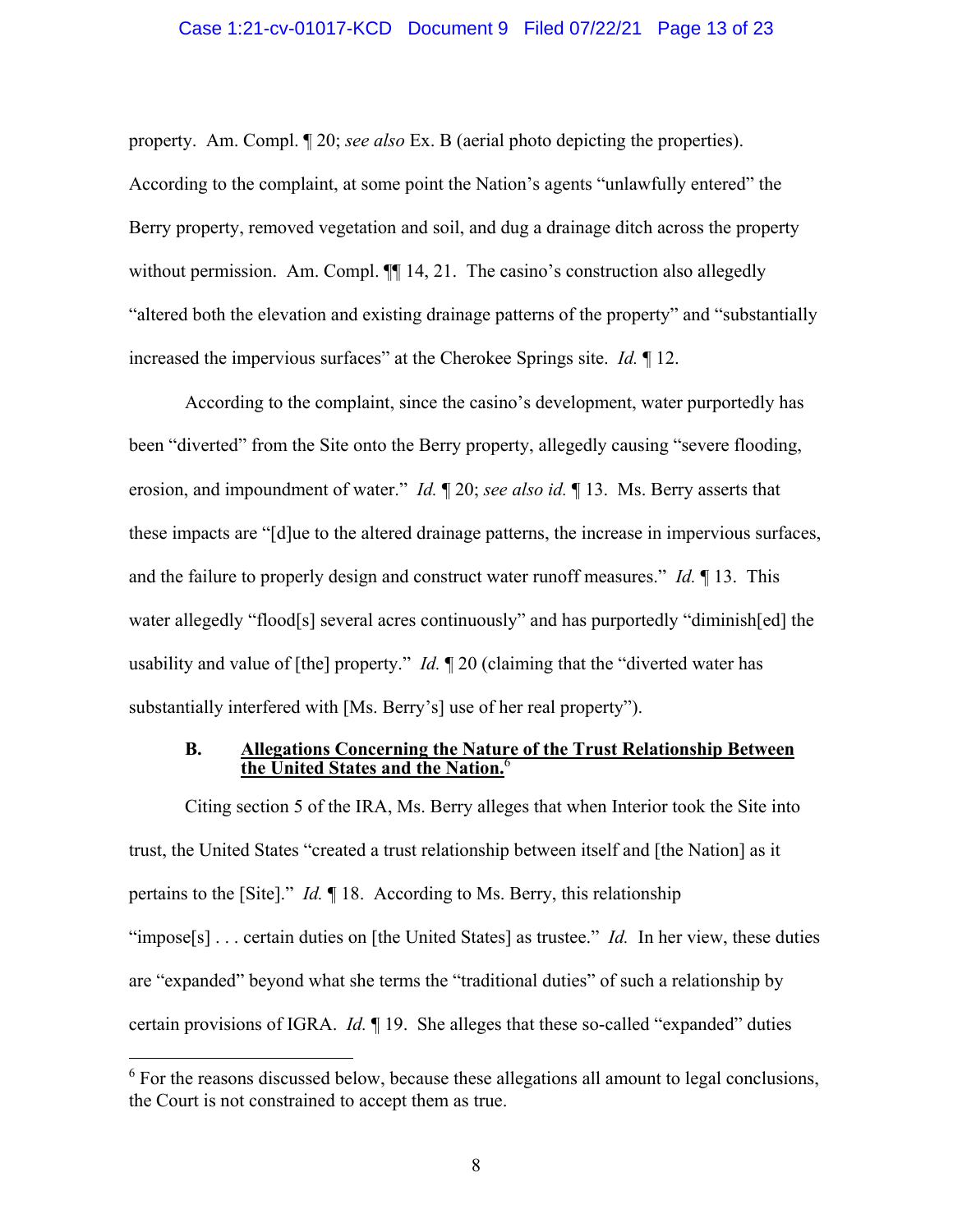property. Am. Compl. ¶ 20; *see also* Ex. B (aerial photo depicting the properties). According to the complaint, at some point the Nation's agents "unlawfully entered" the Berry property, removed vegetation and soil, and dug a drainage ditch across the property without permission. Am. Compl. ¶¶ 14, 21. The casino's construction also allegedly "altered both the elevation and existing drainage patterns of the property" and "substantially increased the impervious surfaces" at the Cherokee Springs site. *Id.* ¶ 12.

According to the complaint, since the casino's development, water purportedly has been "diverted" from the Site onto the Berry property, allegedly causing "severe flooding, erosion, and impoundment of water." *Id.* ¶ 20; *see also id.* ¶ 13. Ms. Berry asserts that these impacts are "[d]ue to the altered drainage patterns, the increase in impervious surfaces, and the failure to properly design and construct water runoff measures." *Id.* ¶ 13. This water allegedly "flood[s] several acres continuously" and has purportedly "diminish[ed] the usability and value of [the] property." *Id.* ¶ 20 (claiming that the "diverted water has substantially interfered with [Ms. Berry's] use of her real property").

### B. Allegations Concerning the Nature of the Trust Relationship Between the United States and the Nation.[6]

Citing section 5 of the IRA, Ms. Berry alleges that when Interior took the Site into trust, the United States "created a trust relationship between itself and [the Nation] as it pertains to the [Site]." *Id.* ¶ 18. According to Ms. Berry, this relationship "impose[s] . . . certain duties on [the United States] as trustee." *Id.* In her view, these duties are "expanded" beyond what she terms the "traditional duties" of such a relationship by certain provisions of IGRA. *Id.* ¶ 19. She alleges that these so-called "expanded" duties

---

[6] For the reasons discussed below, because these allegations all amount to legal conclusions, the Court is not constrained to accept them as true.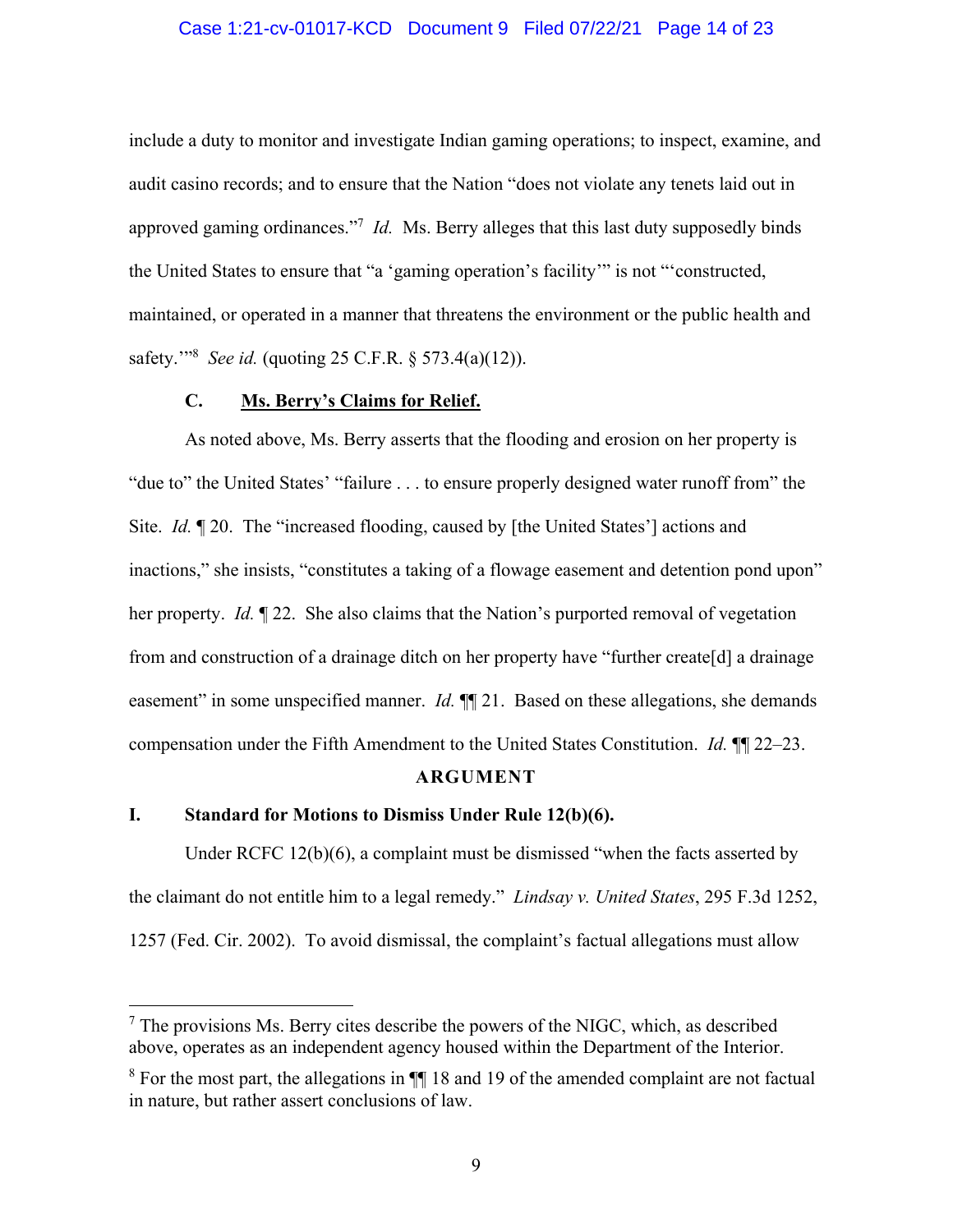include a duty to monitor and investigate Indian gaming operations; to inspect, examine, and audit casino records; and to ensure that the Nation "does not violate any tenets laid out in approved gaming ordinances."[7] *Id.* Ms. Berry alleges that this last duty supposedly binds the United States to ensure that "a 'gaming operation's facility'" is not "'constructed, maintained, or operated in a manner that threatens the environment or the public health and safety.'"[8] *See id.* (quoting 25 C.F.R. § 573.4(a)(12)).

### C. Ms. Berry's Claims for Relief.

As noted above, Ms. Berry asserts that the flooding and erosion on her property is "due to" the United States' "failure . . . to ensure properly designed water runoff from" the Site. *Id.* ¶ 20. The "increased flooding, caused by [the United States'] actions and inactions," she insists, "constitutes a taking of a flowage easement and detention pond upon" her property. *Id.* ¶ 22. She also claims that the Nation's purported removal of vegetation from and construction of a drainage ditch on her property have "further create[d] a drainage easement" in some unspecified manner. *Id.* ¶¶ 21. Based on these allegations, she demands compensation under the Fifth Amendment to the United States Constitution. *Id.* ¶¶ 22–23.

## ARGUMENT

### I. Standard for Motions to Dismiss Under Rule 12(b)(6).

Under RCFC 12(b)(6), a complaint must be dismissed "when the facts asserted by the claimant do not entitle him to a legal remedy." *Lindsay v. United States*, 295 F.3d 1252, 1257 (Fed. Cir. 2002). To avoid dismissal, the complaint's factual allegations must allow

---

[7] The provisions Ms. Berry cites describe the powers of the NIGC, which, as described above, operates as an independent agency housed within the Department of the Interior.

[8] For the most part, the allegations in ¶¶ 18 and 19 of the amended complaint are not factual in nature, but rather assert conclusions of law.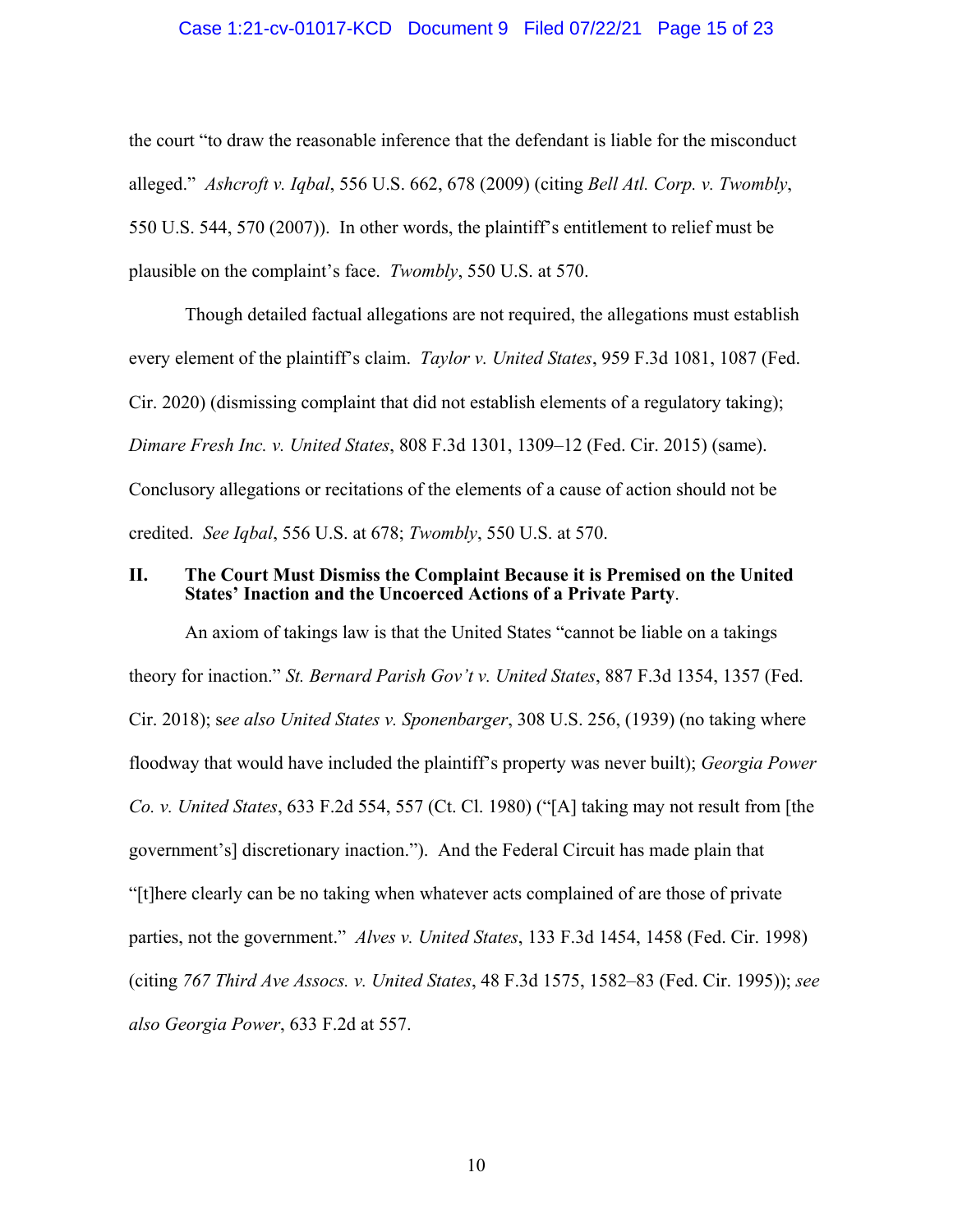the court "to draw the reasonable inference that the defendant is liable for the misconduct alleged." *Ashcroft v. Iqbal*, 556 U.S. 662, 678 (2009) (citing *Bell Atl. Corp. v. Twombly*, 550 U.S. 544, 570 (2007)). In other words, the plaintiff's entitlement to relief must be plausible on the complaint's face. *Twombly*, 550 U.S. at 570.

Though detailed factual allegations are not required, the allegations must establish every element of the plaintiff's claim. *Taylor v. United States*, 959 F.3d 1081, 1087 (Fed. Cir. 2020) (dismissing complaint that did not establish elements of a regulatory taking); *Dimare Fresh Inc. v. United States*, 808 F.3d 1301, 1309–12 (Fed. Cir. 2015) (same). Conclusory allegations or recitations of the elements of a cause of action should not be credited. *See Iqbal*, 556 U.S. at 678; *Twombly*, 550 U.S. at 570.

## II. The Court Must Dismiss the Complaint Because it is Premised on the United States' Inaction and the Uncoerced Actions of a Private Party.

An axiom of takings law is that the United States "cannot be liable on a takings theory for inaction." *St. Bernard Parish Gov't v. United States*, 887 F.3d 1354, 1357 (Fed. Cir. 2018); s*ee also United States v. Sponenbarger*, 308 U.S. 256, (1939) (no taking where floodway that would have included the plaintiff's property was never built); *Georgia Power Co. v. United States*, 633 F.2d 554, 557 (Ct. Cl. 1980) ("[A] taking may not result from [the government's] discretionary inaction."). And the Federal Circuit has made plain that "[t]here clearly can be no taking when whatever acts complained of are those of private parties, not the government." *Alves v. United States*, 133 F.3d 1454, 1458 (Fed. Cir. 1998) (citing *767 Third Ave Assocs. v. United States*, 48 F.3d 1575, 1582–83 (Fed. Cir. 1995)); *see also Georgia Power*, 633 F.2d at 557.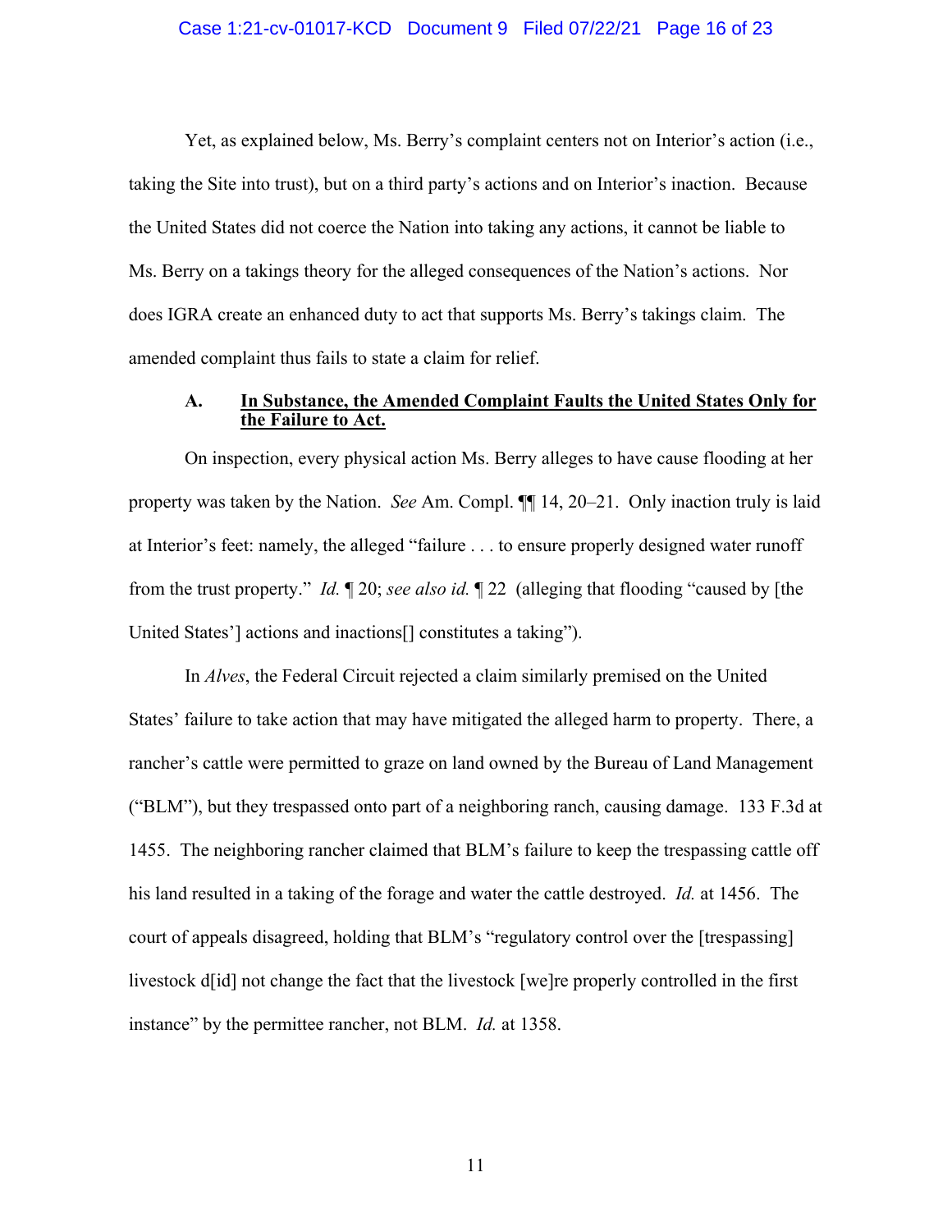Yet, as explained below, Ms. Berry's complaint centers not on Interior's action (i.e., taking the Site into trust), but on a third party's actions and on Interior's inaction. Because the United States did not coerce the Nation into taking any actions, it cannot be liable to Ms. Berry on a takings theory for the alleged consequences of the Nation's actions. Nor does IGRA create an enhanced duty to act that supports Ms. Berry's takings claim. The amended complaint thus fails to state a claim for relief.

### A. **<u>In Substance, the Amended Complaint Faults the United States Only for the Failure to Act.</u>**

On inspection, every physical action Ms. Berry alleges to have cause flooding at her property was taken by the Nation. *See* Am. Compl. ¶¶ 14, 20–21. Only inaction truly is laid at Interior's feet: namely, the alleged "failure . . . to ensure properly designed water runoff from the trust property." *Id.* ¶ 20; *see also id.* ¶ 22 (alleging that flooding "caused by [the United States'] actions and inactions[] constitutes a taking").

In *Alves*, the Federal Circuit rejected a claim similarly premised on the United States' failure to take action that may have mitigated the alleged harm to property. There, a rancher's cattle were permitted to graze on land owned by the Bureau of Land Management ("BLM"), but they trespassed onto part of a neighboring ranch, causing damage. 133 F.3d at 1455. The neighboring rancher claimed that BLM's failure to keep the trespassing cattle off his land resulted in a taking of the forage and water the cattle destroyed. *Id.* at 1456. The court of appeals disagreed, holding that BLM's "regulatory control over the [trespassing] livestock d[id] not change the fact that the livestock [we]re properly controlled in the first instance" by the permittee rancher, not BLM. *Id.* at 1358.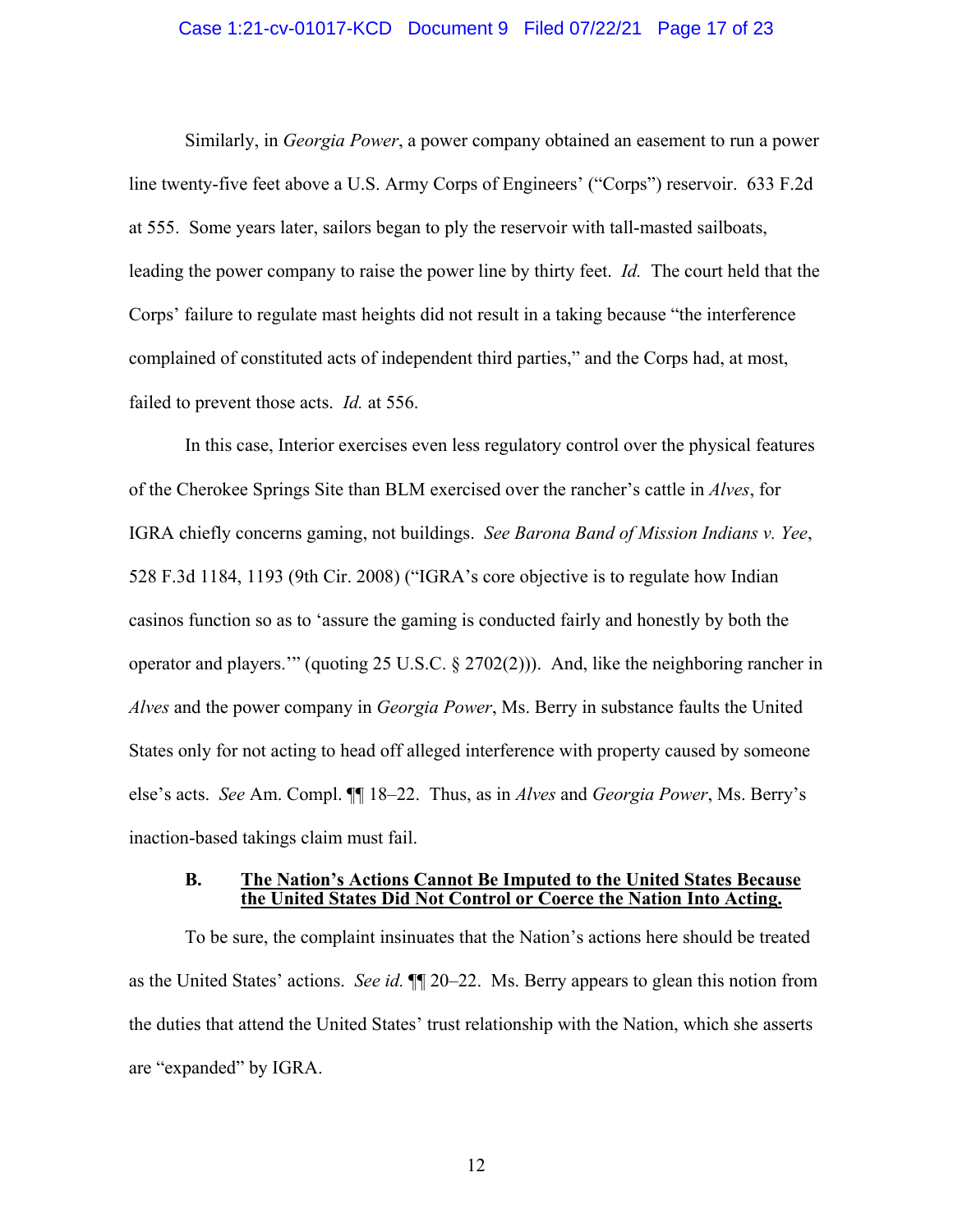Similarly, in *Georgia Power*, a power company obtained an easement to run a power line twenty-five feet above a U.S. Army Corps of Engineers' ("Corps") reservoir. 633 F.2d at 555. Some years later, sailors began to ply the reservoir with tall-masted sailboats, leading the power company to raise the power line by thirty feet. *Id.* The court held that the Corps' failure to regulate mast heights did not result in a taking because "the interference complained of constituted acts of independent third parties," and the Corps had, at most, failed to prevent those acts. *Id.* at 556.

In this case, Interior exercises even less regulatory control over the physical features of the Cherokee Springs Site than BLM exercised over the rancher's cattle in *Alves*, for IGRA chiefly concerns gaming, not buildings. *See Barona Band of Mission Indians v. Yee*, 528 F.3d 1184, 1193 (9th Cir. 2008) ("IGRA's core objective is to regulate how Indian casinos function so as to 'assure the gaming is conducted fairly and honestly by both the operator and players.'" (quoting 25 U.S.C. § 2702(2))). And, like the neighboring rancher in *Alves* and the power company in *Georgia Power*, Ms. Berry in substance faults the United States only for not acting to head off alleged interference with property caused by someone else's acts. *See* Am. Compl. ¶¶ 18–22. Thus, as in *Alves* and *Georgia Power*, Ms. Berry's inaction-based takings claim must fail.

### B. <u>The Nation's Actions Cannot Be Imputed to the United States Because the United States Did Not Control or Coerce the Nation Into Acting.</u>

To be sure, the complaint insinuates that the Nation's actions here should be treated as the United States' actions. *See id.* ¶¶ 20–22. Ms. Berry appears to glean this notion from the duties that attend the United States' trust relationship with the Nation, which she asserts are "expanded" by IGRA.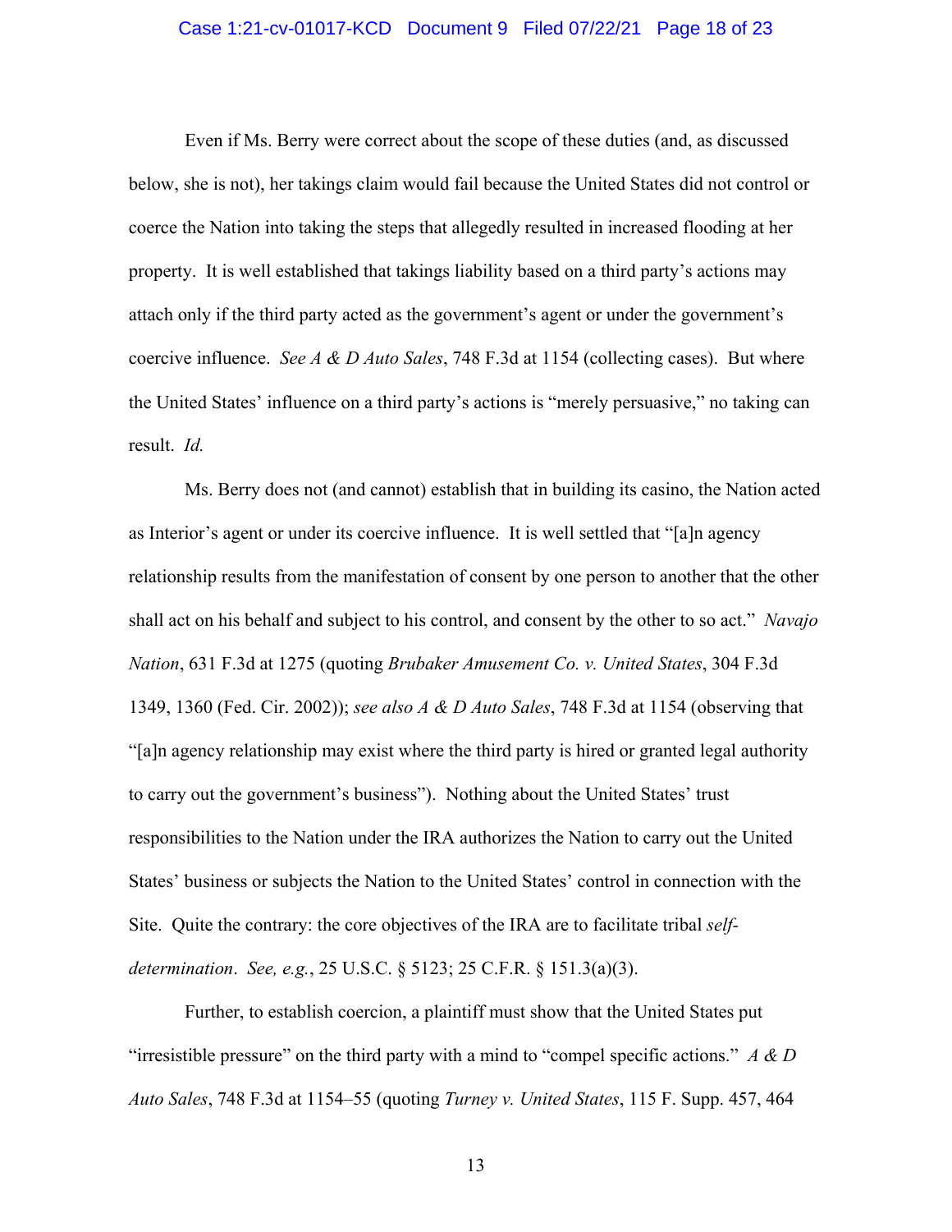Even if Ms. Berry were correct about the scope of these duties (and, as discussed below, she is not), her takings claim would fail because the United States did not control or coerce the Nation into taking the steps that allegedly resulted in increased flooding at her property. It is well established that takings liability based on a third party's actions may attach only if the third party acted as the government's agent or under the government's coercive influence. *See A & D Auto Sales*, 748 F.3d at 1154 (collecting cases). But where the United States' influence on a third party's actions is "merely persuasive," no taking can result. *Id.*

Ms. Berry does not (and cannot) establish that in building its casino, the Nation acted as Interior's agent or under its coercive influence. It is well settled that "[a]n agency relationship results from the manifestation of consent by one person to another that the other shall act on his behalf and subject to his control, and consent by the other to so act." *Navajo Nation*, 631 F.3d at 1275 (quoting *Brubaker Amusement Co. v. United States*, 304 F.3d 1349, 1360 (Fed. Cir. 2002)); *see also A & D Auto Sales*, 748 F.3d at 1154 (observing that "[a]n agency relationship may exist where the third party is hired or granted legal authority to carry out the government's business"). Nothing about the United States' trust responsibilities to the Nation under the IRA authorizes the Nation to carry out the United States' business or subjects the Nation to the United States' control in connection with the Site. Quite the contrary: the core objectives of the IRA are to facilitate tribal *self-determination*. *See, e.g.*, 25 U.S.C. § 5123; 25 C.F.R. § 151.3(a)(3).

Further, to establish coercion, a plaintiff must show that the United States put "irresistible pressure" on the third party with a mind to "compel specific actions." *A & D Auto Sales*, 748 F.3d at 1154–55 (quoting *Turney v. United States*, 115 F. Supp. 457, 464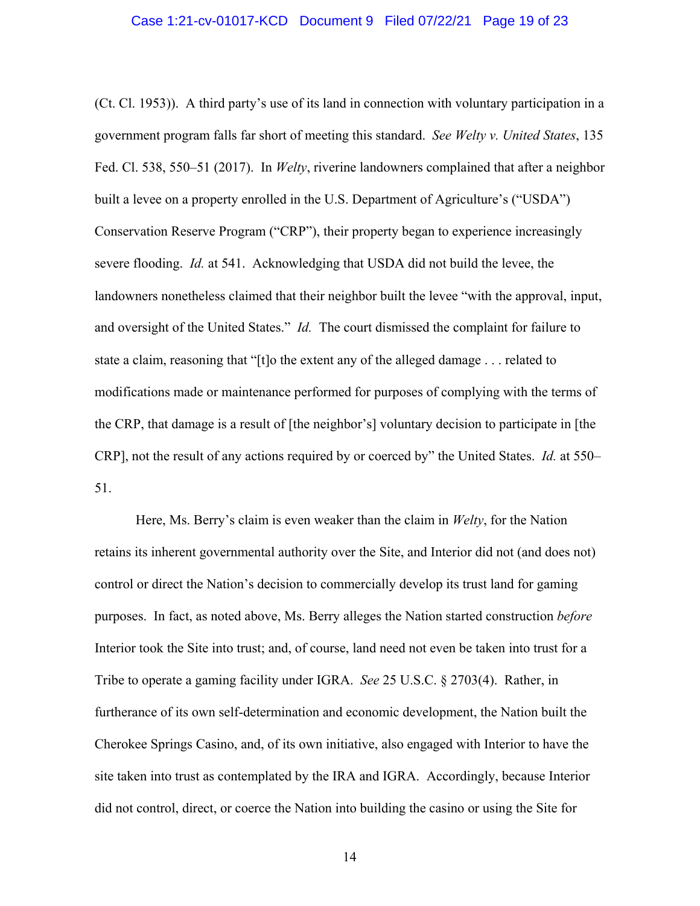(Ct. Cl. 1953)). A third party's use of its land in connection with voluntary participation in a government program falls far short of meeting this standard. *See Welty v. United States*, 135 Fed. Cl. 538, 550–51 (2017). In *Welty*, riverine landowners complained that after a neighbor built a levee on a property enrolled in the U.S. Department of Agriculture's ("USDA") Conservation Reserve Program ("CRP"), their property began to experience increasingly severe flooding. *Id.* at 541. Acknowledging that USDA did not build the levee, the landowners nonetheless claimed that their neighbor built the levee "with the approval, input, and oversight of the United States." *Id.* The court dismissed the complaint for failure to state a claim, reasoning that "[t]o the extent any of the alleged damage . . . related to modifications made or maintenance performed for purposes of complying with the terms of the CRP, that damage is a result of [the neighbor's] voluntary decision to participate in [the CRP], not the result of any actions required by or coerced by" the United States. *Id.* at 550–51.

Here, Ms. Berry's claim is even weaker than the claim in *Welty*, for the Nation retains its inherent governmental authority over the Site, and Interior did not (and does not) control or direct the Nation's decision to commercially develop its trust land for gaming purposes. In fact, as noted above, Ms. Berry alleges the Nation started construction *before* Interior took the Site into trust; and, of course, land need not even be taken into trust for a Tribe to operate a gaming facility under IGRA. *See* 25 U.S.C. § 2703(4). Rather, in furtherance of its own self-determination and economic development, the Nation built the Cherokee Springs Casino, and, of its own initiative, also engaged with Interior to have the site taken into trust as contemplated by the IRA and IGRA. Accordingly, because Interior did not control, direct, or coerce the Nation into building the casino or using the Site for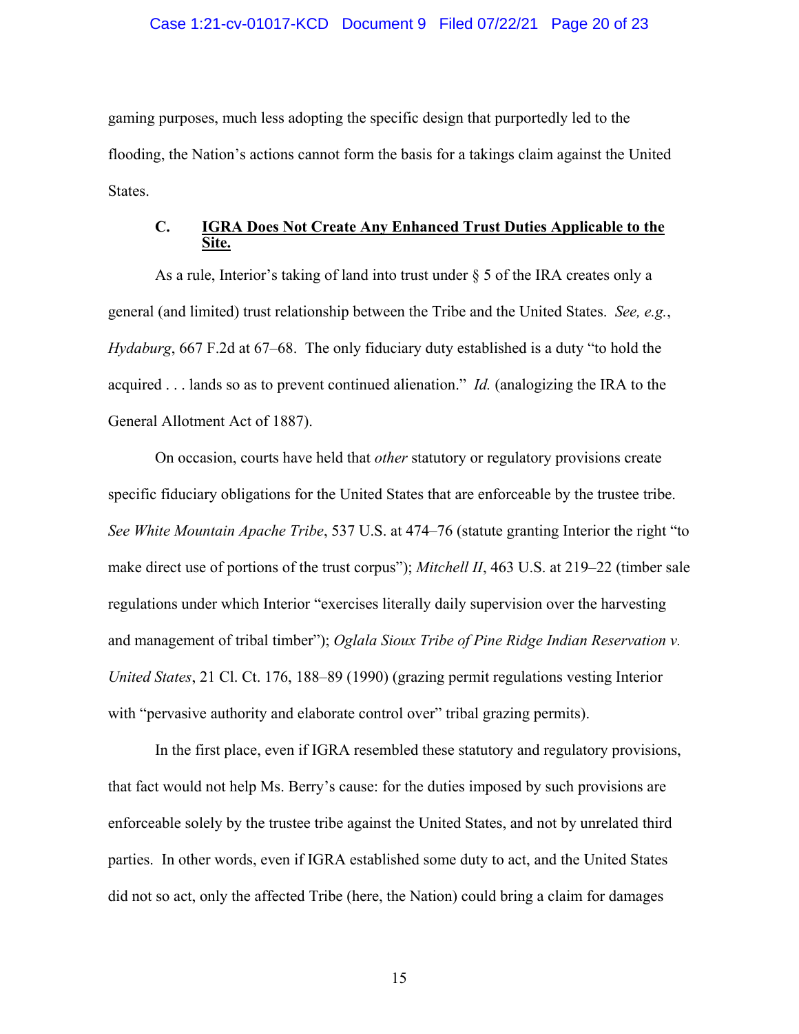gaming purposes, much less adopting the specific design that purportedly led to the flooding, the Nation's actions cannot form the basis for a takings claim against the United States.

### C. IGRA Does Not Create Any Enhanced Trust Duties Applicable to the Site.

As a rule, Interior's taking of land into trust under § 5 of the IRA creates only a general (and limited) trust relationship between the Tribe and the United States. *See, e.g.*, *Hydaburg*, 667 F.2d at 67–68. The only fiduciary duty established is a duty "to hold the acquired . . . lands so as to prevent continued alienation." *Id.* (analogizing the IRA to the General Allotment Act of 1887).

On occasion, courts have held that *other* statutory or regulatory provisions create specific fiduciary obligations for the United States that are enforceable by the trustee tribe. *See White Mountain Apache Tribe*, 537 U.S. at 474–76 (statute granting Interior the right "to make direct use of portions of the trust corpus"); *Mitchell II*, 463 U.S. at 219–22 (timber sale regulations under which Interior "exercises literally daily supervision over the harvesting and management of tribal timber"); *Oglala Sioux Tribe of Pine Ridge Indian Reservation v. United States*, 21 Cl. Ct. 176, 188–89 (1990) (grazing permit regulations vesting Interior with "pervasive authority and elaborate control over" tribal grazing permits).

In the first place, even if IGRA resembled these statutory and regulatory provisions, that fact would not help Ms. Berry's cause: for the duties imposed by such provisions are enforceable solely by the trustee tribe against the United States, and not by unrelated third parties. In other words, even if IGRA established some duty to act, and the United States did not so act, only the affected Tribe (here, the Nation) could bring a claim for damages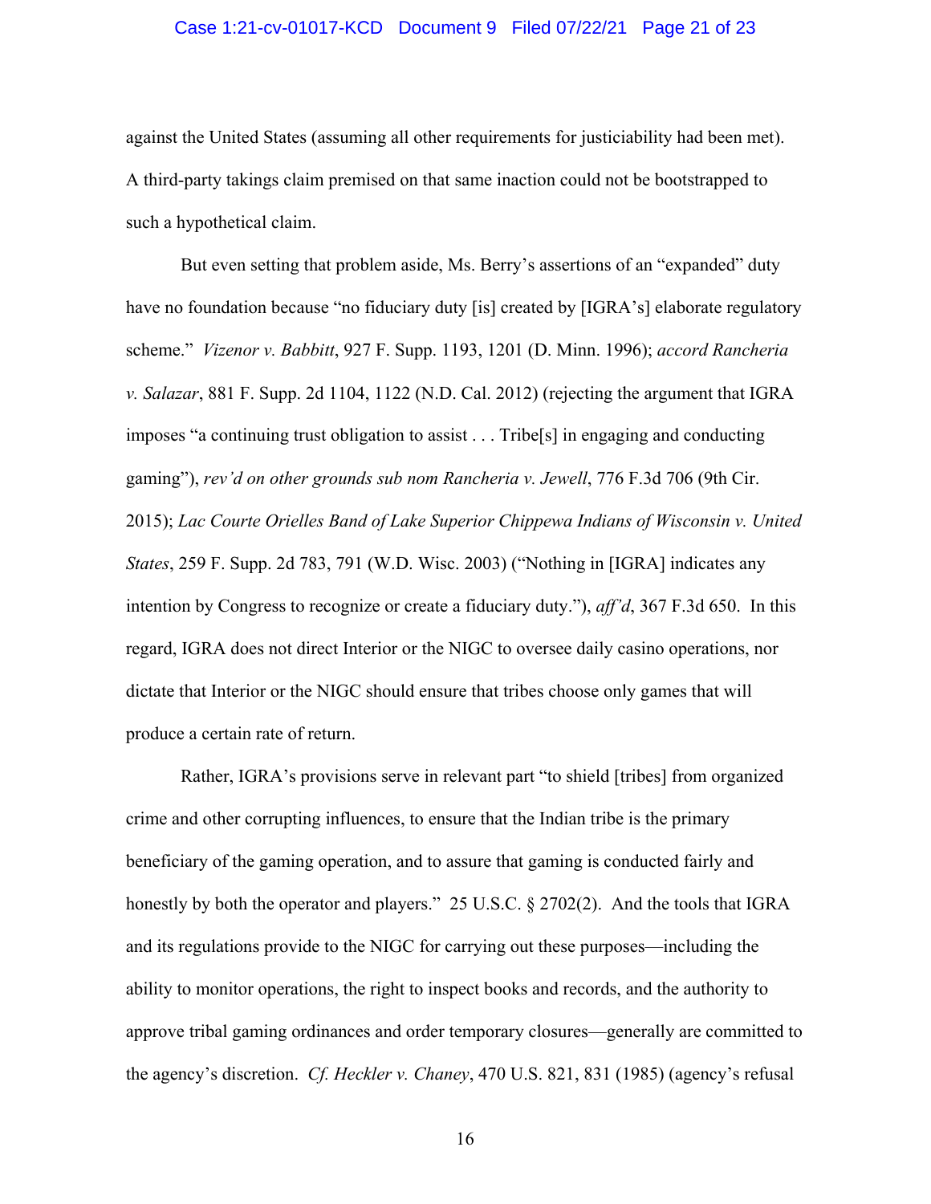against the United States (assuming all other requirements for justiciability had been met). A third-party takings claim premised on that same inaction could not be bootstrapped to such a hypothetical claim.

But even setting that problem aside, Ms. Berry's assertions of an "expanded" duty have no foundation because "no fiduciary duty [is] created by [IGRA's] elaborate regulatory scheme." *Vizenor v. Babbitt*, 927 F. Supp. 1193, 1201 (D. Minn. 1996); *accord Rancheria v. Salazar*, 881 F. Supp. 2d 1104, 1122 (N.D. Cal. 2012) (rejecting the argument that IGRA imposes "a continuing trust obligation to assist . . . Tribe[s] in engaging and conducting gaming"), *rev'd on other grounds sub nom Rancheria v. Jewell*, 776 F.3d 706 (9th Cir. 2015); *Lac Courte Orielles Band of Lake Superior Chippewa Indians of Wisconsin v. United States*, 259 F. Supp. 2d 783, 791 (W.D. Wisc. 2003) ("Nothing in [IGRA] indicates any intention by Congress to recognize or create a fiduciary duty."), *aff'd*, 367 F.3d 650. In this regard, IGRA does not direct Interior or the NIGC to oversee daily casino operations, nor dictate that Interior or the NIGC should ensure that tribes choose only games that will produce a certain rate of return.

Rather, IGRA's provisions serve in relevant part "to shield [tribes] from organized crime and other corrupting influences, to ensure that the Indian tribe is the primary beneficiary of the gaming operation, and to assure that gaming is conducted fairly and honestly by both the operator and players." 25 U.S.C. § 2702(2). And the tools that IGRA and its regulations provide to the NIGC for carrying out these purposes—including the ability to monitor operations, the right to inspect books and records, and the authority to approve tribal gaming ordinances and order temporary closures—generally are committed to the agency's discretion. *Cf. Heckler v. Chaney*, 470 U.S. 821, 831 (1985) (agency's refusal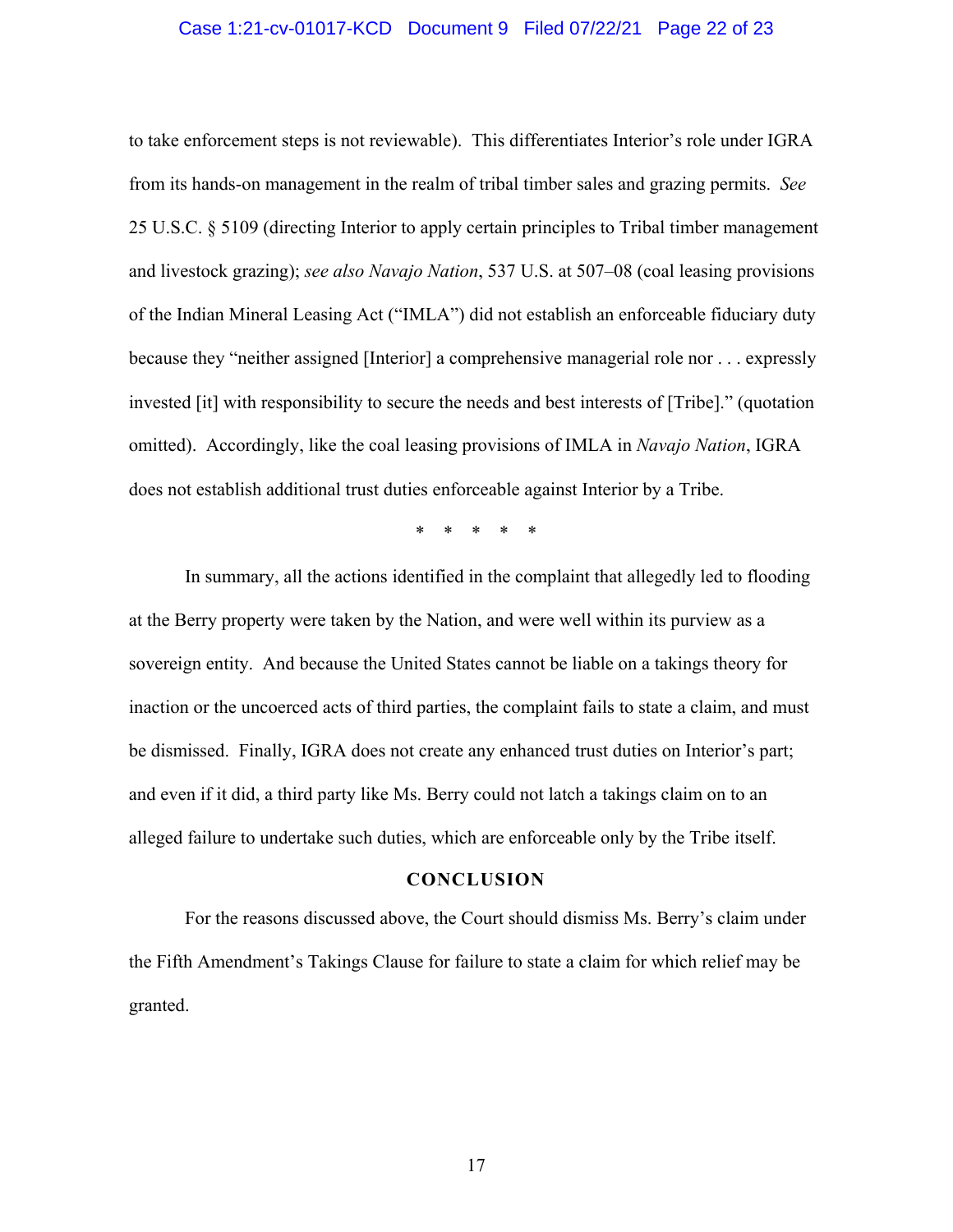to take enforcement steps is not reviewable). This differentiates Interior's role under IGRA from its hands-on management in the realm of tribal timber sales and grazing permits. *See* 25 U.S.C. § 5109 (directing Interior to apply certain principles to Tribal timber management and livestock grazing); *see also Navajo Nation*, 537 U.S. at 507–08 (coal leasing provisions of the Indian Mineral Leasing Act ("IMLA") did not establish an enforceable fiduciary duty because they "neither assigned [Interior] a comprehensive managerial role nor . . . expressly invested [it] with responsibility to secure the needs and best interests of [Tribe]." (quotation omitted). Accordingly, like the coal leasing provisions of IMLA in *Navajo Nation*, IGRA does not establish additional trust duties enforceable against Interior by a Tribe.

\* \* \* \* \*

In summary, all the actions identified in the complaint that allegedly led to flooding at the Berry property were taken by the Nation, and were well within its purview as a sovereign entity. And because the United States cannot be liable on a takings theory for inaction or the uncoerced acts of third parties, the complaint fails to state a claim, and must be dismissed. Finally, IGRA does not create any enhanced trust duties on Interior's part; and even if it did, a third party like Ms. Berry could not latch a takings claim on to an alleged failure to undertake such duties, which are enforceable only by the Tribe itself.

## CONCLUSION

For the reasons discussed above, the Court should dismiss Ms. Berry's claim under the Fifth Amendment's Takings Clause for failure to state a claim for which relief may be granted.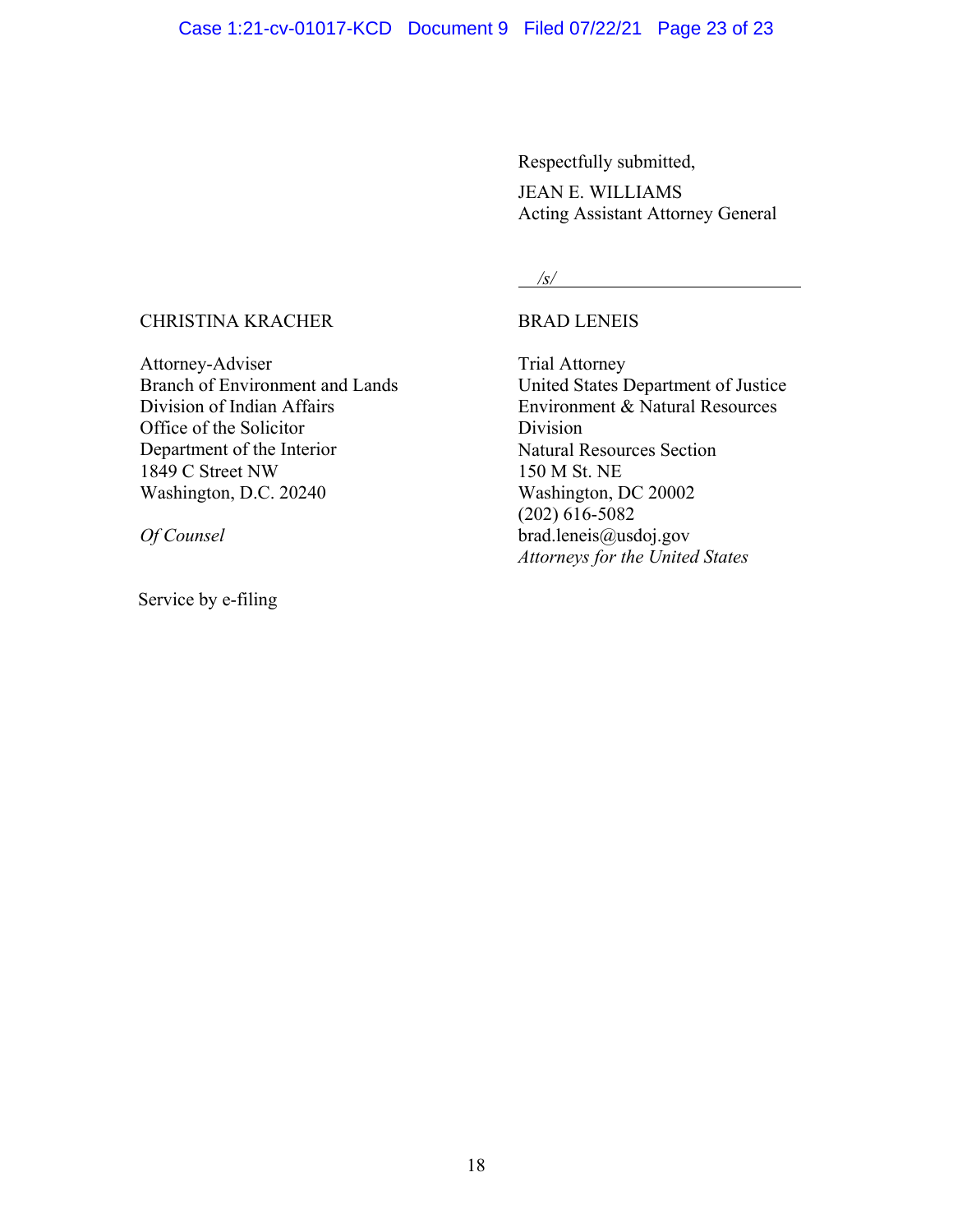Respectfully submitted,

JEAN E. WILLIAMS
Acting Assistant Attorney General

*/s/*

BRAD LENEIS

Trial Attorney
United States Department of Justice
Environment & Natural Resources Division
Natural Resources Section
150 M St. NE
Washington, DC 20002
(202) 616-5082
brad.leneis@usdoj.gov
*Attorneys for the United States*

CHRISTINA KRACHER

Attorney-Adviser
Branch of Environment and Lands
Division of Indian Affairs
Office of the Solicitor
Department of the Interior
1849 C Street NW
Washington, D.C. 20240

*Of Counsel*

Service by e-filing